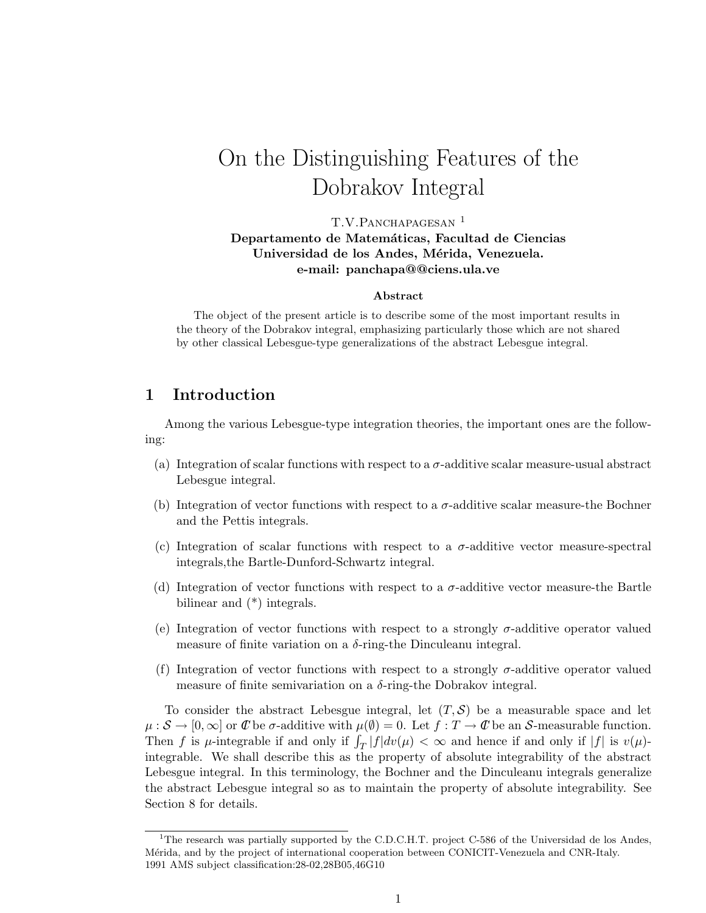# On the Distinguishing Features of the Dobrakov Integral

T.V.Panchapagesan [1]

**Departamento de Matemáticas, Facultad de Ciencias**
**Universidad de los Andes, Mérida, Venezuela.**
**e-mail: panchapa@@ciens.ula.ve**

**Abstract**

The object of the present article is to describe some of the most important results in the theory of the Dobrakov integral, emphasizing particularly those which are not shared by other classical Lebesgue-type generalizations of the abstract Lebesgue integral.

## 1 Introduction

Among the various Lebesgue-type integration theories, the important ones are the following:

(a) Integration of scalar functions with respect to a $\sigma$-additive scalar measure-usual abstract Lebesgue integral.

(b) Integration of vector functions with respect to a $\sigma$-additive scalar measure-the Bochner and the Pettis integrals.

(c) Integration of scalar functions with respect to a $\sigma$-additive vector measure-spectral integrals,the Bartle-Dunford-Schwartz integral.

(d) Integration of vector functions with respect to a $\sigma$-additive vector measure-the Bartle bilinear and (*) integrals.

(e) Integration of vector functions with respect to a strongly $\sigma$-additive operator valued measure of finite variation on a $\delta$-ring-the Dinculeanu integral.

(f) Integration of vector functions with respect to a strongly $\sigma$-additive operator valued measure of finite semivariation on a $\delta$-ring-the Dobrakov integral.

To consider the abstract Lebesgue integral, let $(T, \mathcal{S})$ be a measurable space and let $\mu : \mathcal{S} \to [0, \infty]$ or $\mathbb{C}$ be $\sigma$-additive with $\mu(\emptyset) = 0$. Let $f : T \to \mathbb{C}$ be an $\mathcal{S}$-measurable function. Then $f$ is $\mu$-integrable if and only if $\int_T |f| dv(\mu) < \infty$ and hence if and only if $|f|$ is $v(\mu)$-integrable. We shall describe this as the property of absolute integrability of the abstract Lebesgue integral. In this terminology, the Bochner and the Dinculeanu integrals generalize the abstract Lebesgue integral so as to maintain the property of absolute integrability. See Section 8 for details.

[1] The research was partially supported by the C.D.C.H.T. project C-586 of the Universidad de los Andes, Mérida, and by the project of international cooperation between CONICIT-Venezuela and CNR-Italy.
1991 AMS subject classification:28-02,28B05,46G10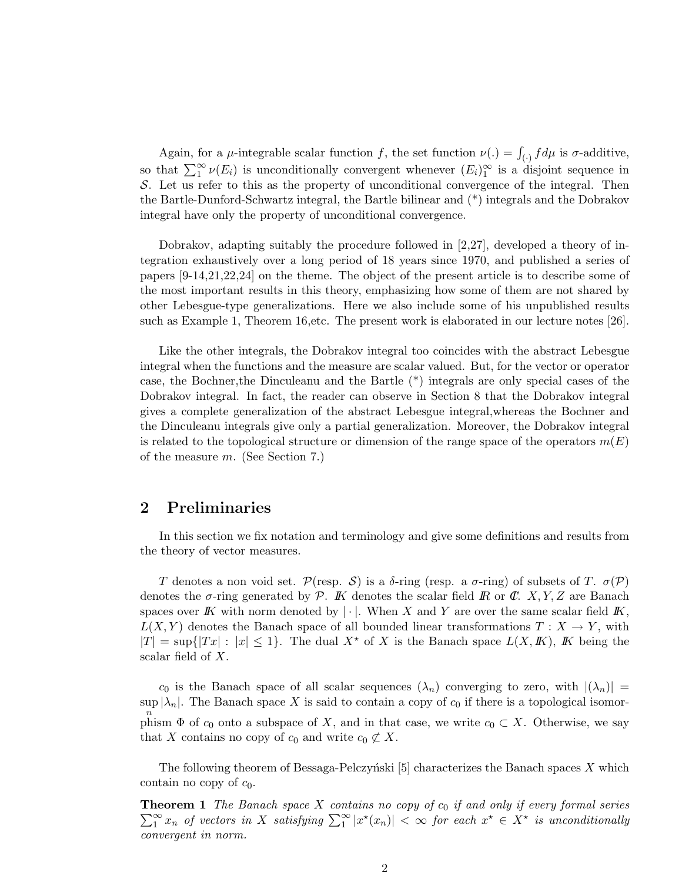Again, for a $\mu$-integrable scalar function $f$, the set function $\nu(.) = \int_{(\cdot)} f d\mu$ is $\sigma$-additive, so that $\sum_1^\infty \nu(E_i)$ is unconditionally convergent whenever $(E_i)_1^\infty$ is a disjoint sequence in $\mathcal{S}$. Let us refer to this as the property of unconditional convergence of the integral. Then the Bartle-Dunford-Schwartz integral, the Bartle bilinear and (*) integrals and the Dobrakov integral have only the property of unconditional convergence.

Dobrakov, adapting suitably the procedure followed in [2,27], developed a theory of integration exhaustively over a long period of 18 years since 1970, and published a series of papers [9-14,21,22,24] on the theme. The object of the present article is to describe some of the most important results in this theory, emphasizing how some of them are not shared by other Lebesgue-type generalizations. Here we also include some of his unpublished results such as Example 1, Theorem 16,etc. The present work is elaborated in our lecture notes [26].

Like the other integrals, the Dobrakov integral too coincides with the abstract Lebesgue integral when the functions and the measure are scalar valued. But, for the vector or operator case, the Bochner,the Dinculeanu and the Bartle (*) integrals are only special cases of the Dobrakov integral. In fact, the reader can observe in Section 8 that the Dobrakov integral gives a complete generalization of the abstract Lebesgue integral,whereas the Bochner and the Dinculeanu integrals give only a partial generalization. Moreover, the Dobrakov integral is related to the topological structure or dimension of the range space of the operators $m(E)$ of the measure $m$. (See Section 7.)

## 2 Preliminaries

In this section we fix notation and terminology and give some definitions and results from the theory of vector measures.

$T$ denotes a non void set. $\mathcal{P}$(resp. $\mathcal{S}$) is a $\delta$-ring (resp. a $\sigma$-ring) of subsets of $T$. $\sigma(\mathcal{P})$ denotes the $\sigma$-ring generated by $\mathcal{P}$. $\mathbb{K}$ denotes the scalar field $\mathbb{R}$ or $\mathbb{C}$. $X, Y, Z$ are Banach spaces over $\mathbb{K}$ with norm denoted by $|\cdot|$. When $X$ and $Y$ are over the same scalar field $\mathbb{K}$, $L(X,Y)$ denotes the Banach space of all bounded linear transformations $T : X \to Y$, with $|T| = \sup\{|Tx| : |x| \le 1\}$. The dual $X^\star$ of $X$ is the Banach space $L(X, \mathbb{K})$, $\mathbb{K}$ being the scalar field of $X$.

$c_0$ is the Banach space of all scalar sequences $(\lambda_n)$ converging to zero, with $|(\lambda_n)| = \sup\limits_n |\lambda_n|$. The Banach space $X$ is said to contain a copy of $c_0$ if there is a topological isomorphism $\Phi$ of $c_0$ onto a subspace of $X$, and in that case, we write $c_0 \subset X$. Otherwise, we say that $X$ contains no copy of $c_0$ and write $c_0 \not\subset X$.

The following theorem of Bessaga-Pelczyński [5] characterizes the Banach spaces $X$ which contain no copy of $c_0$.

**Theorem 1** *The Banach space $X$ contains no copy of $c_0$ if and only if every formal series $\sum_1^\infty x_n$ of vectors in $X$ satisfying $\sum_1^\infty |x^\star(x_n)| < \infty$ for each $x^\star \in X^\star$ is unconditionally convergent in norm.*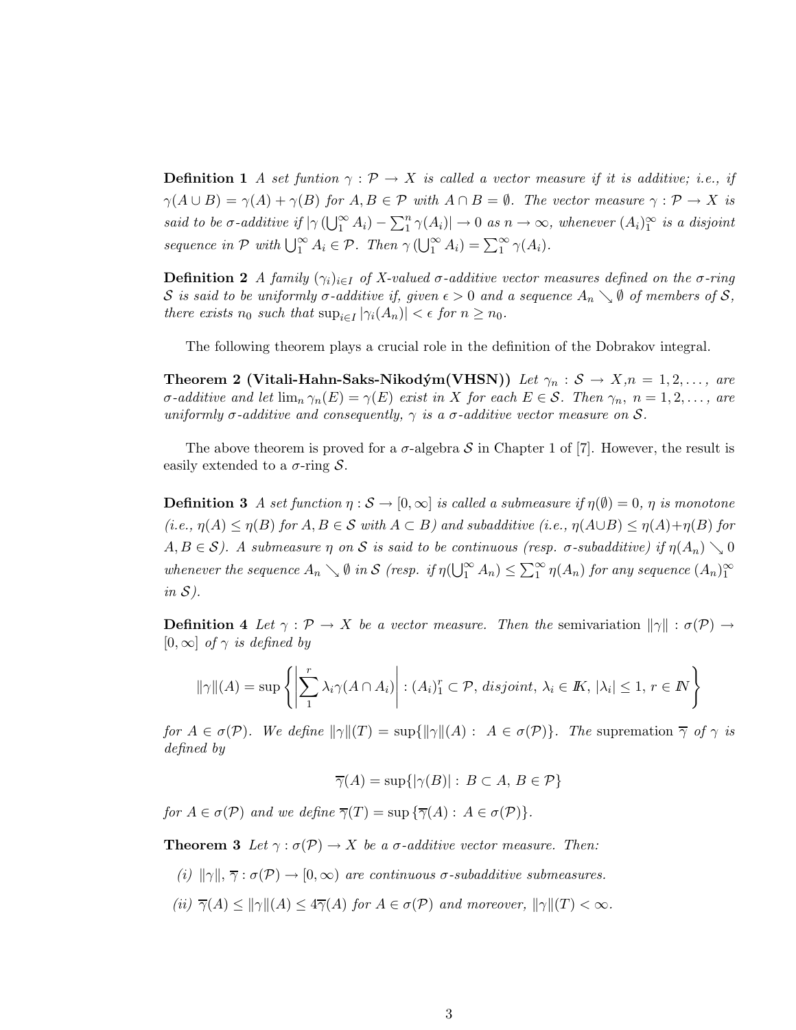**Definition 1** *A set funtion $\gamma : \mathcal{P} \to X$ is called a vector measure if it is additive; i.e., if $\gamma(A \cup B) = \gamma(A) + \gamma(B)$ for $A, B \in \mathcal{P}$ with $A \cap B = \emptyset$. The vector measure $\gamma : \mathcal{P} \to X$ is said to be $\sigma$-additive if $|\gamma(\bigcup_1^\infty A_i) - \sum_1^n \gamma(A_i)| \to 0$ as $n \to \infty$, whenever $(A_i)_1^\infty$ is a disjoint sequence in $\mathcal{P}$ with $\bigcup_1^\infty A_i \in \mathcal{P}$. Then $\gamma(\bigcup_1^\infty A_i) = \sum_1^\infty \gamma(A_i)$.*

**Definition 2** *A family $(\gamma_i)_{i \in I}$ of $X$-valued $\sigma$-additive vector measures defined on the $\sigma$-ring $\mathcal{S}$ is said to be uniformly $\sigma$-additive if, given $\epsilon > 0$ and a sequence $A_n \searrow \emptyset$ of members of $\mathcal{S}$, there exists $n_0$ such that $\sup_{i \in I} |\gamma_i(A_n)| < \epsilon$ for $n \geq n_0$.*

The following theorem plays a crucial role in the definition of the Dobrakov integral.

**Theorem 2 (Vitali-Hahn-Saks-Nikodým(VHSN))** *Let $\gamma_n : \mathcal{S} \to X, n = 1, 2, \ldots,$ are $\sigma$-additive and let $\lim_n \gamma_n(E) = \gamma(E)$ exist in $X$ for each $E \in \mathcal{S}$. Then $\gamma_n$, $n = 1, 2, \ldots,$ are uniformly $\sigma$-additive and consequently, $\gamma$ is a $\sigma$-additive vector measure on $\mathcal{S}$.*

The above theorem is proved for a $\sigma$-algebra $\mathcal{S}$ in Chapter 1 of [7]. However, the result is easily extended to a $\sigma$-ring $\mathcal{S}$.

**Definition 3** *A set function $\eta : \mathcal{S} \to [0, \infty]$ is called a submeasure if $\eta(\emptyset) = 0$, $\eta$ is monotone (i.e., $\eta(A) \leq \eta(B)$ for $A, B \in \mathcal{S}$ with $A \subset B$) and subadditive (i.e., $\eta(A \cup B) \leq \eta(A) + \eta(B)$ for $A, B \in \mathcal{S}$). A submeasure $\eta$ on $\mathcal{S}$ is said to be continuous (resp. $\sigma$-subadditive) if $\eta(A_n) \searrow 0$ whenever the sequence $A_n \searrow \emptyset$ in $\mathcal{S}$ (resp. if $\eta(\bigcup_1^\infty A_n) \leq \sum_1^\infty \eta(A_n)$ for any sequence $(A_n)_1^\infty$ in $\mathcal{S}$).*

**Definition 4** *Let $\gamma : \mathcal{P} \to X$ be a vector measure. Then the* semivariation *$\|\gamma\| : \sigma(\mathcal{P}) \to [0, \infty]$ of $\gamma$ is defined by*

$$\|\gamma\|(A) = \sup \left\{ \left| \sum_1^r \lambda_i \gamma(A \cap A_i) \right| : (A_i)_1^r \subset \mathcal{P}, \, disjoint, \, \lambda_i \in I\!K, \, |\lambda_i| \leq 1, \, r \in I\!N \right\}$$

*for $A \in \sigma(\mathcal{P})$. We define $\|\gamma\|(T) = \sup\{\|\gamma\|(A) : \, A \in \sigma(\mathcal{P})\}$. The* supremation *$\overline{\gamma}$ of $\gamma$ is defined by*

$$\overline{\gamma}(A) = \sup\{|\gamma(B)| : \, B \subset A, \, B \in \mathcal{P}\}$$

*for $A \in \sigma(\mathcal{P})$ and we define $\overline{\gamma}(T) = \sup\{\overline{\gamma}(A) : \, A \in \sigma(\mathcal{P})\}$.*

**Theorem 3** *Let $\gamma : \sigma(\mathcal{P}) \to X$ be a $\sigma$-additive vector measure. Then:*

*(i) $\|\gamma\|, \overline{\gamma} : \sigma(\mathcal{P}) \to [0, \infty)$ are continuous $\sigma$-subadditive submeasures.*

*(ii) $\overline{\gamma}(A) \leq \|\gamma\|(A) \leq 4\overline{\gamma}(A)$ for $A \in \sigma(\mathcal{P})$ and moreover, $\|\gamma\|(T) < \infty$.*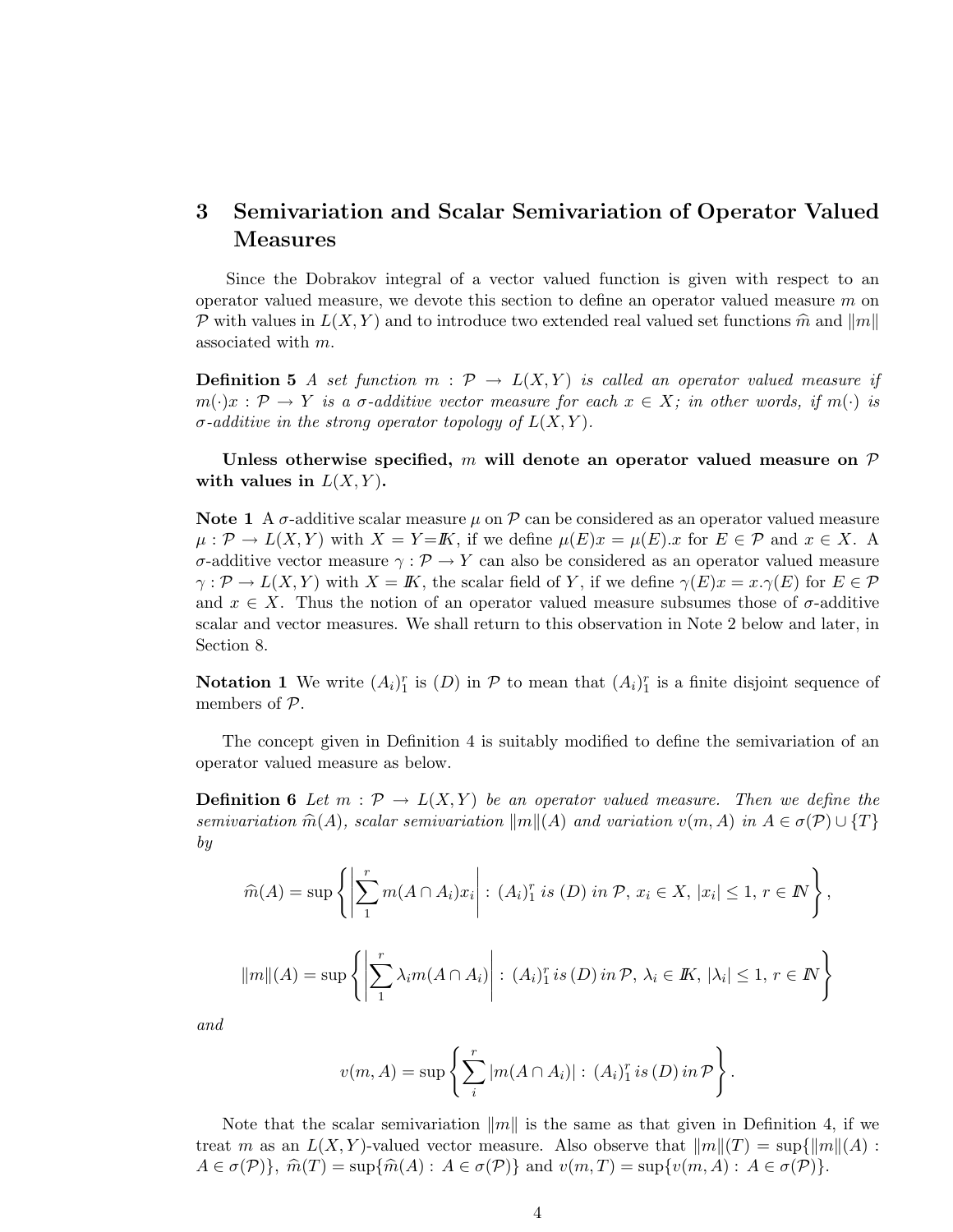## 3 Semivariation and Scalar Semivariation of Operator Valued Measures

Since the Dobrakov integral of a vector valued function is given with respect to an operator valued measure, we devote this section to define an operator valued measure $m$ on $\mathcal{P}$ with values in $L(X,Y)$ and to introduce two extended real valued set functions $\widehat{m}$ and $\|m\|$ associated with $m$.

**Definition 5** *A set function $m : \mathcal{P} \to L(X,Y)$ is called an operator valued measure if $m(\cdot)x : \mathcal{P} \to Y$ is a $\sigma$-additive vector measure for each $x \in X$; in other words, if $m(\cdot)$ is $\sigma$-additive in the strong operator topology of $L(X,Y)$.*

**Unless otherwise specified, $m$ will denote an operator valued measure on $\mathcal{P}$ with values in $L(X,Y)$.**

**Note 1** A $\sigma$-additive scalar measure $\mu$ on $\mathcal{P}$ can be considered as an operator valued measure $\mu : \mathcal{P} \to L(X,Y)$ with $X = Y = I\!K$, if we define $\mu(E)x = \mu(E).x$ for $E \in \mathcal{P}$ and $x \in X$. A $\sigma$-additive vector measure $\gamma : \mathcal{P} \to Y$ can also be considered as an operator valued measure $\gamma : \mathcal{P} \to L(X,Y)$ with $X = I\!K$, the scalar field of $Y$, if we define $\gamma(E)x = x.\gamma(E)$ for $E \in \mathcal{P}$ and $x \in X$. Thus the notion of an operator valued measure subsumes those of $\sigma$-additive scalar and vector measures. We shall return to this observation in Note 2 below and later, in Section 8.

**Notation 1** We write $(A_i)_1^r$ is $(D)$ in $\mathcal{P}$ to mean that $(A_i)_1^r$ is a finite disjoint sequence of members of $\mathcal{P}$.

The concept given in Definition 4 is suitably modified to define the semivariation of an operator valued measure as below.

**Definition 6** *Let $m : \mathcal{P} \to L(X,Y)$ be an operator valued measure. Then we define the semivariation $\widehat{m}(A)$, scalar semivariation $\|m\|(A)$ and variation $v(m,A)$ in $A \in \sigma(\mathcal{P}) \cup \{T\}$ by*

$$\widehat{m}(A) = \sup\left\{\left|\sum_1^r m(A \cap A_i)x_i\right| : (A_i)_1^r \text{ is } (D) \text{ in } \mathcal{P},\ x_i \in X,\ |x_i| \leq 1,\ r \in I\!N\right\},$$

$$\|m\|(A) = \sup\left\{\left|\sum_1^r \lambda_i m(A \cap A_i)\right| : (A_i)_1^r \text{ is } (D) \text{ in } \mathcal{P},\ \lambda_i \in I\!K,\ |\lambda_i| \leq 1,\ r \in I\!N\right\}$$

*and*

$$v(m,A) = \sup\left\{\sum_i^r |m(A \cap A_i)| : (A_i)_1^r \text{ is } (D) \text{ in } \mathcal{P}\right\}.$$

Note that the scalar semivariation $\|m\|$ is the same as that given in Definition 4, if we treat $m$ as an $L(X,Y)$-valued vector measure. Also observe that $\|m\|(T) = \sup\{\|m\|(A) : A \in \sigma(\mathcal{P})\}$, $\widehat{m}(T) = \sup\{\widehat{m}(A) : A \in \sigma(\mathcal{P})\}$ and $v(m,T) = \sup\{v(m,A) : A \in \sigma(\mathcal{P})\}$.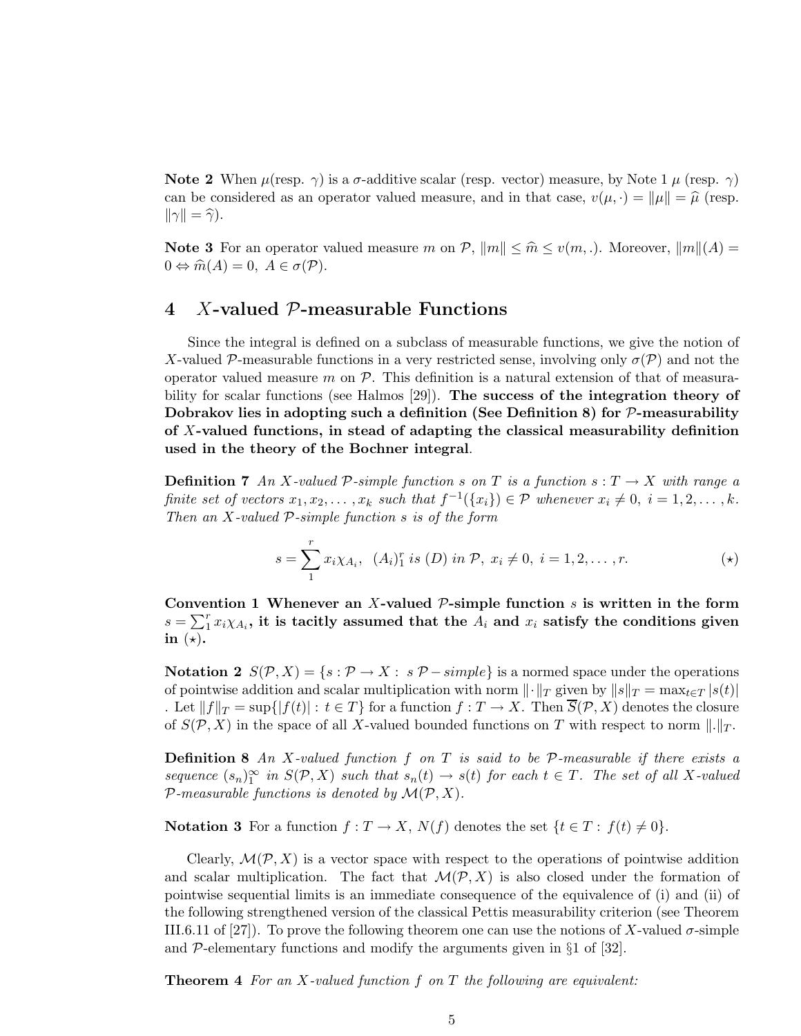**Note 2** When $\mu$(resp. $\gamma$) is a $\sigma$-additive scalar (resp. vector) measure, by Note 1 $\mu$ (resp. $\gamma$) can be considered as an operator valued measure, and in that case, $v(\mu, \cdot) = \|\mu\| = \widehat{\mu}$ (resp. $\|\gamma\| = \widehat{\gamma}$).

**Note 3** For an operator valued measure $m$ on $\mathcal{P}$, $\|m\| \leq \widehat{m} \leq v(m, .)$. Moreover, $\|m\|(A) = 0 \Leftrightarrow \widehat{m}(A) = 0,\ A \in \sigma(\mathcal{P})$.

## 4 $X$-valued $\mathcal{P}$-measurable Functions

Since the integral is defined on a subclass of measurable functions, we give the notion of $X$-valued $\mathcal{P}$-measurable functions in a very restricted sense, involving only $\sigma(\mathcal{P})$ and not the operator valued measure $m$ on $\mathcal{P}$. This definition is a natural extension of that of measurability for scalar functions (see Halmos [29]). **The success of the integration theory of Dobrakov lies in adopting such a definition (See Definition 8) for $\mathcal{P}$-measurability of $X$-valued functions, in stead of adapting the classical measurability definition used in the theory of the Bochner integral**.

**Definition 7** *An $X$-valued $\mathcal{P}$-simple function $s$ on $T$ is a function $s : T \to X$ with range a finite set of vectors $x_1, x_2, \ldots, x_k$ such that $f^{-1}(\{x_i\}) \in \mathcal{P}$ whenever $x_i \neq 0,\ i = 1, 2, \ldots, k$. Then an $X$-valued $\mathcal{P}$-simple function $s$ is of the form*

$$s = \sum_1^r x_i \chi_{A_i},\ \ (A_i)_1^r \textit{ is } (D) \textit{ in } \mathcal{P},\ x_i \neq 0,\ i = 1, 2, \ldots, r. \qquad (\star)$$

**Convention 1 Whenever an $X$-valued $\mathcal{P}$-simple function $s$ is written in the form $s = \sum_1^r x_i \chi_{A_i}$, it is tacitly assumed that the $A_i$ and $x_i$ satisfy the conditions given in $(\star)$.**

**Notation 2** $S(\mathcal{P}, X) = \{s : \mathcal{P} \to X :\ s\ \mathcal{P} - simple\}$ is a normed space under the operations of pointwise addition and scalar multiplication with norm $\|\cdot\|_T$ given by $\|s\|_T = \max_{t \in T} |s(t)|$ . Let $\|f\|_T = \sup\{|f(t)| : t \in T\}$ for a function $f : T \to X$. Then $\overline{S}(\mathcal{P}, X)$ denotes the closure of $S(\mathcal{P}, X)$ in the space of all $X$-valued bounded functions on $T$ with respect to norm $\|.\|_T$.

**Definition 8** *An $X$-valued function $f$ on $T$ is said to be $\mathcal{P}$-measurable if there exists a sequence $(s_n)_1^\infty$ in $S(\mathcal{P}, X)$ such that $s_n(t) \to s(t)$ for each $t \in T$. The set of all $X$-valued $\mathcal{P}$-measurable functions is denoted by $\mathcal{M}(\mathcal{P}, X)$.*

**Notation 3** For a function $f : T \to X$, $N(f)$ denotes the set $\{t \in T :\ f(t) \neq 0\}$.

Clearly, $\mathcal{M}(\mathcal{P}, X)$ is a vector space with respect to the operations of pointwise addition and scalar multiplication. The fact that $\mathcal{M}(\mathcal{P}, X)$ is also closed under the formation of pointwise sequential limits is an immediate consequence of the equivalence of (i) and (ii) of the following strengthened version of the classical Pettis measurability criterion (see Theorem III.6.11 of [27]). To prove the following theorem one can use the notions of $X$-valued $\sigma$-simple and $\mathcal{P}$-elementary functions and modify the arguments given in §1 of [32].

**Theorem 4** *For an $X$-valued function $f$ on $T$ the following are equivalent:*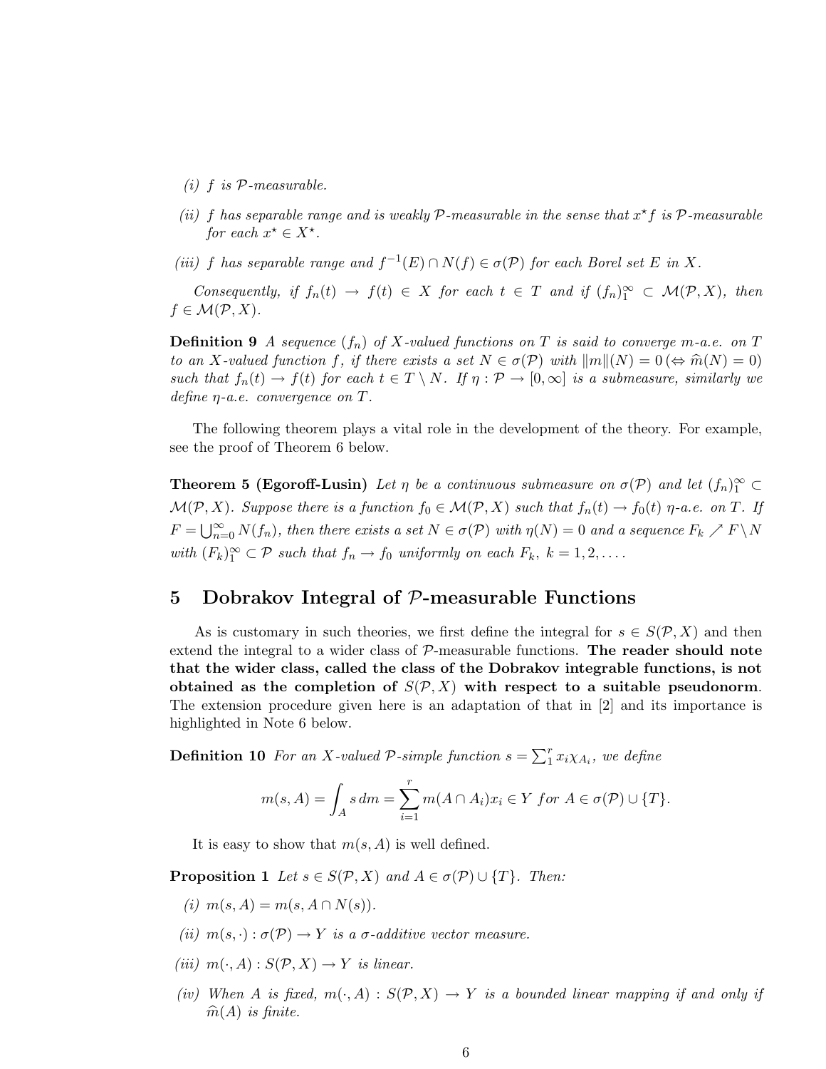*(i) $f$ is $\mathcal{P}$-measurable.*

*(ii) $f$ has separable range and is weakly $\mathcal{P}$-measurable in the sense that $x^\star f$ is $\mathcal{P}$-measurable for each $x^\star \in X^\star$.*

*(iii) $f$ has separable range and $f^{-1}(E) \cap N(f) \in \sigma(\mathcal{P})$ for each Borel set $E$ in $X$.*

*Consequently, if $f_n(t) \to f(t) \in X$ for each $t \in T$ and if $(f_n)_1^\infty \subset \mathcal{M}(\mathcal{P}, X)$, then $f \in \mathcal{M}(\mathcal{P}, X)$.*

**Definition 9** *A sequence $(f_n)$ of $X$-valued functions on $T$ is said to converge $m$-a.e. on $T$ to an $X$-valued function $f$, if there exists a set $N \in \sigma(\mathcal{P})$ with $\|m\|(N) = 0$ ($\Leftrightarrow \widehat{m}(N) = 0$) such that $f_n(t) \to f(t)$ for each $t \in T \setminus N$. If $\eta : \mathcal{P} \to [0, \infty]$ is a submeasure, similarly we define $\eta$-a.e. convergence on $T$.*

The following theorem plays a vital role in the development of the theory. For example, see the proof of Theorem 6 below.

**Theorem 5 (Egoroff-Lusin)** *Let $\eta$ be a continuous submeasure on $\sigma(\mathcal{P})$ and let $(f_n)_1^\infty \subset \mathcal{M}(\mathcal{P}, X)$. Suppose there is a function $f_0 \in \mathcal{M}(\mathcal{P}, X)$ such that $f_n(t) \to f_0(t)$ $\eta$-a.e. on $T$. If $F = \bigcup_{n=0}^\infty N(f_n)$, then there exists a set $N \in \sigma(\mathcal{P})$ with $\eta(N) = 0$ and a sequence $F_k \nearrow F \setminus N$ with $(F_k)_1^\infty \subset \mathcal{P}$ such that $f_n \to f_0$ uniformly on each $F_k$, $k = 1, 2, \ldots$.*

## 5 Dobrakov Integral of $\mathcal{P}$-measurable Functions

As is customary in such theories, we first define the integral for $s \in S(\mathcal{P}, X)$ and then extend the integral to a wider class of $\mathcal{P}$-measurable functions. **The reader should note that the wider class, called the class of the Dobrakov integrable functions, is not obtained as the completion of $S(\mathcal{P}, X)$ with respect to a suitable pseudonorm**. The extension procedure given here is an adaptation of that in [2] and its importance is highlighted in Note 6 below.

**Definition 10** *For an $X$-valued $\mathcal{P}$-simple function $s = \sum_1^r x_i \chi_{A_i}$, we define*

$$m(s, A) = \int_A s\, dm = \sum_{i=1}^r m(A \cap A_i)x_i \in Y \text{ for } A \in \sigma(\mathcal{P}) \cup \{T\}.$$

It is easy to show that $m(s, A)$ is well defined.

**Proposition 1** *Let $s \in S(\mathcal{P}, X)$ and $A \in \sigma(\mathcal{P}) \cup \{T\}$. Then:*

*(i) $m(s, A) = m(s, A \cap N(s))$.*

*(ii) $m(s, \cdot) : \sigma(\mathcal{P}) \to Y$ is a $\sigma$-additive vector measure.*

*(iii) $m(\cdot, A) : S(\mathcal{P}, X) \to Y$ is linear.*

*(iv) When $A$ is fixed, $m(\cdot, A) : S(\mathcal{P}, X) \to Y$ is a bounded linear mapping if and only if $\widehat{m}(A)$ is finite.*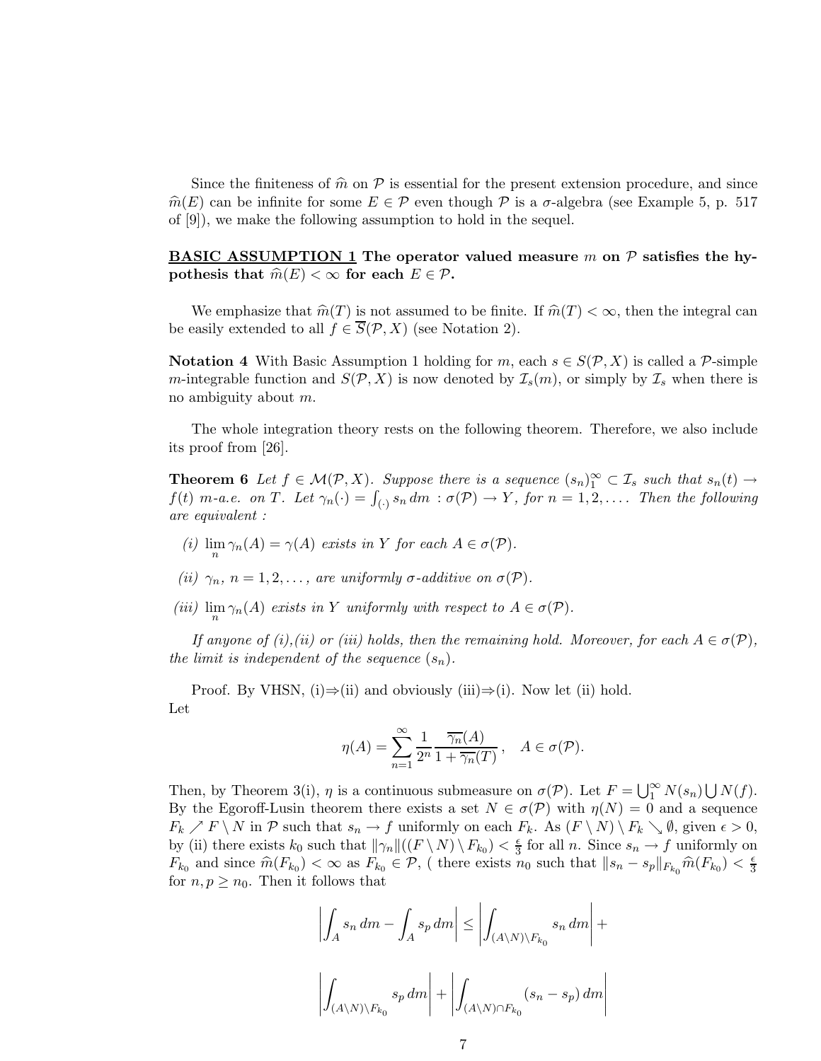Since the finiteness of $\widehat{m}$ on $\mathcal{P}$ is essential for the present extension procedure, and since $\widehat{m}(E)$ can be infinite for some $E \in \mathcal{P}$ even though $\mathcal{P}$ is a $\sigma$-algebra (see Example 5, p. 517 of [9]), we make the following assumption to hold in the sequel.

**BASIC ASSUMPTION 1 The operator valued measure $m$ on $\mathcal{P}$ satisfies the hypothesis that $\widehat{m}(E) < \infty$ for each $E \in \mathcal{P}$.**

We emphasize that $\widehat{m}(T)$ is not assumed to be finite. If $\widehat{m}(T) < \infty$, then the integral can be easily extended to all $f \in \overline{S}(\mathcal{P}, X)$ (see Notation 2).

**Notation 4** With Basic Assumption 1 holding for $m$, each $s \in S(\mathcal{P}, X)$ is called a $\mathcal{P}$-simple $m$-integrable function and $S(\mathcal{P}, X)$ is now denoted by $\mathcal{I}_s(m)$, or simply by $\mathcal{I}_s$ when there is no ambiguity about $m$.

The whole integration theory rests on the following theorem. Therefore, we also include its proof from [26].

**Theorem 6** *Let $f \in \mathcal{M}(\mathcal{P}, X)$. Suppose there is a sequence $(s_n)_1^\infty \subset \mathcal{I}_s$ such that $s_n(t) \to f(t)$ $m$-a.e. on $T$. Let $\gamma_n(\cdot) = \int_{(\cdot)} s_n \, dm : \sigma(\mathcal{P}) \to Y$, for $n = 1, 2, \ldots$. Then the following are equivalent :*

*(i) $\lim_n \gamma_n(A) = \gamma(A)$ exists in $Y$ for each $A \in \sigma(\mathcal{P})$.*

*(ii) $\gamma_n$, $n = 1, 2, \ldots$, are uniformly $\sigma$-additive on $\sigma(\mathcal{P})$.*

*(iii) $\lim_n \gamma_n(A)$ exists in $Y$ uniformly with respect to $A \in \sigma(\mathcal{P})$.*

*If anyone of (i),(ii) or (iii) holds, then the remaining hold. Moreover, for each $A \in \sigma(\mathcal{P})$, the limit is independent of the sequence $(s_n)$.*

Proof. By VHSN, (i)⇒(ii) and obviously (iii)⇒(i). Now let (ii) hold.
Let

$$\eta(A) = \sum_{n=1}^{\infty} \frac{1}{2^n} \frac{\overline{\gamma_n}(A)}{1 + \overline{\gamma_n}(T)}, \quad A \in \sigma(\mathcal{P}).$$

Then, by Theorem 3(i), $\eta$ is a continuous submeasure on $\sigma(\mathcal{P})$. Let $F = \bigcup_1^\infty N(s_n) \bigcup N(f)$. By the Egoroff-Lusin theorem there exists a set $N \in \sigma(\mathcal{P})$ with $\eta(N) = 0$ and a sequence $F_k \nearrow F \setminus N$ in $\mathcal{P}$ such that $s_n \to f$ uniformly on each $F_k$. As $(F \setminus N) \setminus F_k \searrow \emptyset$, given $\epsilon > 0$, by (ii) there exists $k_0$ such that $\|\gamma_n\|((F \setminus N) \setminus F_{k_0}) < \frac{\epsilon}{3}$ for all $n$. Since $s_n \to f$ uniformly on $F_{k_0}$ and since $\widehat{m}(F_{k_0}) < \infty$ as $F_{k_0} \in \mathcal{P}$, ( there exists $n_0$ such that $\|s_n - s_p\|_{F_{k_0}} \widehat{m}(F_{k_0}) < \frac{\epsilon}{3}$ for $n, p \geq n_0$. Then it follows that

$$\left| \int_A s_n \, dm - \int_A s_p \, dm \right| \leq \left| \int_{(A \setminus N) \setminus F_{k_0}} s_n \, dm \right| +$$

$$\left| \int_{(A \setminus N) \setminus F_{k_0}} s_p \, dm \right| + \left| \int_{(A \setminus N) \cap F_{k_0}} (s_n - s_p) \, dm \right|$$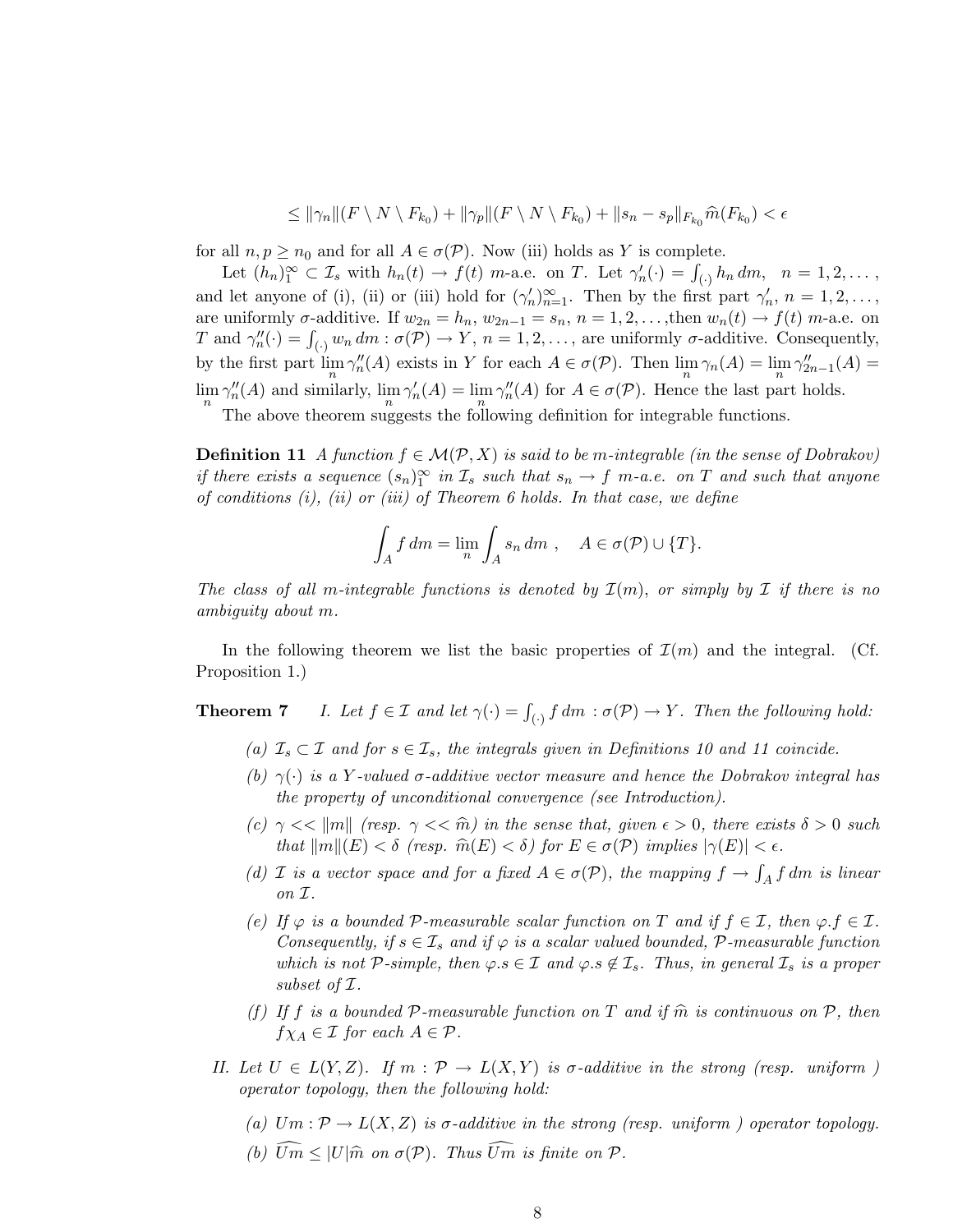$$\leq \|\gamma_n\|(F \setminus N \setminus F_{k_0}) + \|\gamma_p\|(F \setminus N \setminus F_{k_0}) + \|s_n - s_p\|_{F_{k_0}} \widehat{m}(F_{k_0}) < \epsilon$$

for all $n, p \geq n_0$ and for all $A \in \sigma(\mathcal{P})$. Now (iii) holds as $Y$ is complete.

Let $(h_n)_1^\infty \subset \mathcal{I}_s$ with $h_n(t) \to f(t)$ $m$-a.e. on $T$. Let $\gamma_n'(\cdot) = \int_{(\cdot)} h_n \, dm$, $n = 1, 2, \dots,$ and let anyone of (i), (ii) or (iii) hold for $(\gamma_n')_{n=1}^\infty$. Then by the first part $\gamma_n'$, $n = 1, 2, \dots,$ are uniformly $\sigma$-additive. If $w_{2n} = h_n$, $w_{2n-1} = s_n$, $n = 1, 2, \dots,$then $w_n(t) \to f(t)$ $m$-a.e. on $T$ and $\gamma_n''(\cdot) = \int_{(\cdot)} w_n \, dm : \sigma(\mathcal{P}) \to Y$, $n = 1, 2, \dots,$ are uniformly $\sigma$-additive. Consequently, by the first part $\lim_n \gamma_n''(A)$ exists in $Y$ for each $A \in \sigma(\mathcal{P})$. Then $\lim_n \gamma_n(A) = \lim_n \gamma_{2n-1}''(A) = \lim_n \gamma_n''(A)$ and similarly, $\lim_n \gamma_n'(A) = \lim_n \gamma_n''(A)$ for $A \in \sigma(\mathcal{P})$. Hence the last part holds.

The above theorem suggests the following definition for integrable functions.

**Definition 11** *A function $f \in \mathcal{M}(\mathcal{P}, X)$ is said to be $m$-integrable (in the sense of Dobrakov) if there exists a sequence $(s_n)_1^\infty$ in $\mathcal{I}_s$ such that $s_n \to f$ $m$-a.e. on $T$ and such that anyone of conditions (i), (ii) or (iii) of Theorem 6 holds. In that case, we define*

$$\int_A f \, dm = \lim_n \int_A s_n \, dm \;, \quad A \in \sigma(\mathcal{P}) \cup \{T\}.$$

*The class of all $m$-integrable functions is denoted by $\mathcal{I}(m)$, or simply by $\mathcal{I}$ if there is no ambiguity about $m$.*

In the following theorem we list the basic properties of $\mathcal{I}(m)$ and the integral. (Cf. Proposition 1.)

**Theorem 7** *I. Let $f \in \mathcal{I}$ and let $\gamma(\cdot) = \int_{(\cdot)} f \, dm : \sigma(\mathcal{P}) \to Y$. Then the following hold:*

- *(a) $\mathcal{I}_s \subset \mathcal{I}$ and for $s \in \mathcal{I}_s$, the integrals given in Definitions 10 and 11 coincide.*
- *(b) $\gamma(\cdot)$ is a $Y$-valued $\sigma$-additive vector measure and hence the Dobrakov integral has the property of unconditional convergence (see Introduction).*
- *(c) $\gamma << \|m\|$ (resp. $\gamma << \widehat{m}$) in the sense that, given $\epsilon > 0$, there exists $\delta > 0$ such that $\|m\|(E) < \delta$ (resp. $\widehat{m}(E) < \delta$) for $E \in \sigma(\mathcal{P})$ implies $|\gamma(E)| < \epsilon$.*
- *(d) $\mathcal{I}$ is a vector space and for a fixed $A \in \sigma(\mathcal{P})$, the mapping $f \to \int_A f \, dm$ is linear on $\mathcal{I}$.*
- *(e) If $\varphi$ is a bounded $\mathcal{P}$-measurable scalar function on $T$ and if $f \in \mathcal{I}$, then $\varphi.f \in \mathcal{I}$. Consequently, if $s \in \mathcal{I}_s$ and if $\varphi$ is a scalar valued bounded, $\mathcal{P}$-measurable function which is not $\mathcal{P}$-simple, then $\varphi.s \in \mathcal{I}$ and $\varphi.s \notin \mathcal{I}_s$. Thus, in general $\mathcal{I}_s$ is a proper subset of $\mathcal{I}$.*
- *(f) If $f$ is a bounded $\mathcal{P}$-measurable function on $T$ and if $\widehat{m}$ is continuous on $\mathcal{P}$, then $f\chi_A \in \mathcal{I}$ for each $A \in \mathcal{P}$.*

*II. Let $U \in L(Y, Z)$. If $m : \mathcal{P} \to L(X, Y)$ is $\sigma$-additive in the strong (resp. uniform ) operator topology, then the following hold:*

- *(a) $Um : \mathcal{P} \to L(X, Z)$ is $\sigma$-additive in the strong (resp. uniform ) operator topology.*
- *(b) $\widehat{Um} \leq |U|\widehat{m}$ on $\sigma(\mathcal{P})$. Thus $\widehat{Um}$ is finite on $\mathcal{P}$.*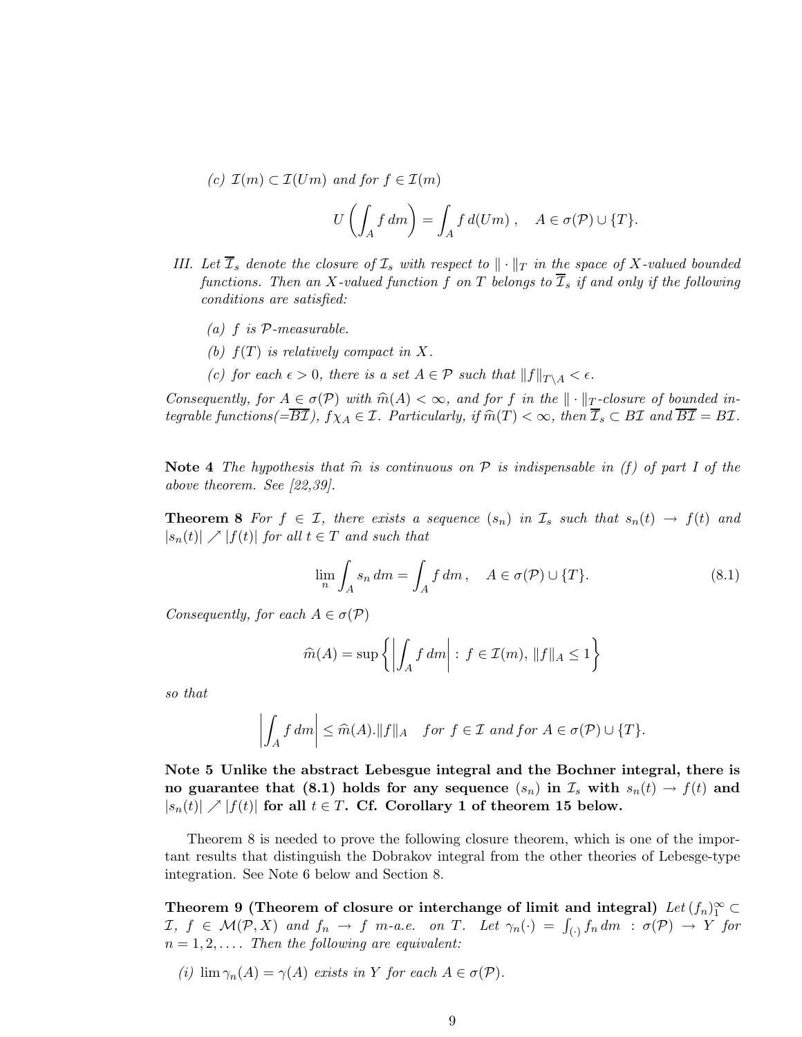(c) $\mathcal{I}(m) \subset \mathcal{I}(Um)$ and for $f \in \mathcal{I}(m)$

$$U\left(\int_A f\,dm\right) = \int_A f\,d(Um)\,, \quad A \in \sigma(\mathcal{P}) \cup \{T\}.$$

III. Let $\overline{\mathcal{I}}_s$ denote the closure of $\mathcal{I}_s$ with respect to $\|\cdot\|_T$ in the space of $X$-valued bounded functions. Then an $X$-valued function $f$ on $T$ belongs to $\overline{\mathcal{I}}_s$ if and only if the following conditions are satisfied:

(a) $f$ is $\mathcal{P}$-measurable.

(b) $f(T)$ is relatively compact in $X$.

(c) for each $\epsilon > 0$, there is a set $A \in \mathcal{P}$ such that $\|f\|_{T\setminus A} < \epsilon$.

*Consequently, for $A \in \sigma(\mathcal{P})$ with $\widehat{m}(A) < \infty$, and for $f$ in the $\|\cdot\|_T$-closure of bounded integrable functions(=$\overline{B\mathcal{I}}$), $f\chi_A \in \mathcal{I}$. Particularly, if $\widehat{m}(T) < \infty$, then $\overline{\mathcal{I}}_s \subset B\mathcal{I}$ and $\overline{B\mathcal{I}} = B\mathcal{I}$.*

**Note 4** *The hypothesis that $\widehat{m}$ is continuous on $\mathcal{P}$ is indispensable in (f) of part I of the above theorem. See [22,39].*

**Theorem 8** *For $f \in \mathcal{I}$, there exists a sequence $(s_n)$ in $\mathcal{I}_s$ such that $s_n(t) \to f(t)$ and $|s_n(t)| \nearrow |f(t)|$ for all $t \in T$ and such that*

$$\lim_n \int_A s_n\,dm = \int_A f\,dm\,, \quad A \in \sigma(\mathcal{P}) \cup \{T\}. \tag{8.1}$$

*Consequently, for each $A \in \sigma(\mathcal{P})$*

$$\widehat{m}(A) = \sup\left\{\left|\int_A f\,dm\right| : f \in \mathcal{I}(m),\ \|f\|_A \leq 1\right\}$$

*so that*

$$\left|\int_A f\,dm\right| \leq \widehat{m}(A).\|f\|_A \quad \text{for } f \in \mathcal{I} \text{ and for } A \in \sigma(\mathcal{P}) \cup \{T\}.$$

**Note 5 Unlike the abstract Lebesgue integral and the Bochner integral, there is no guarantee that (8.1) holds for any sequence $(s_n)$ in $\mathcal{I}_s$ with $s_n(t) \to f(t)$ and $|s_n(t)| \nearrow |f(t)|$ for all $t \in T$. Cf. Corollary 1 of theorem 15 below.**

Theorem 8 is needed to prove the following closure theorem, which is one of the important results that distinguish the Dobrakov integral from the other theories of Lebesge-type integration. See Note 6 below and Section 8.

**Theorem 9 (Theorem of closure or interchange of limit and integral)** *Let $(f_n)_1^\infty \subset \mathcal{I}$, $f \in \mathcal{M}(\mathcal{P}, X)$ and $f_n \to f$ $m$-a.e. on $T$. Let $\gamma_n(\cdot) = \int_{(\cdot)} f_n\,dm : \sigma(\mathcal{P}) \to Y$ for $n = 1, 2, \ldots$. Then the following are equivalent:*

(i) $\lim \gamma_n(A) = \gamma(A)$ *exists in $Y$ for each $A \in \sigma(\mathcal{P})$.*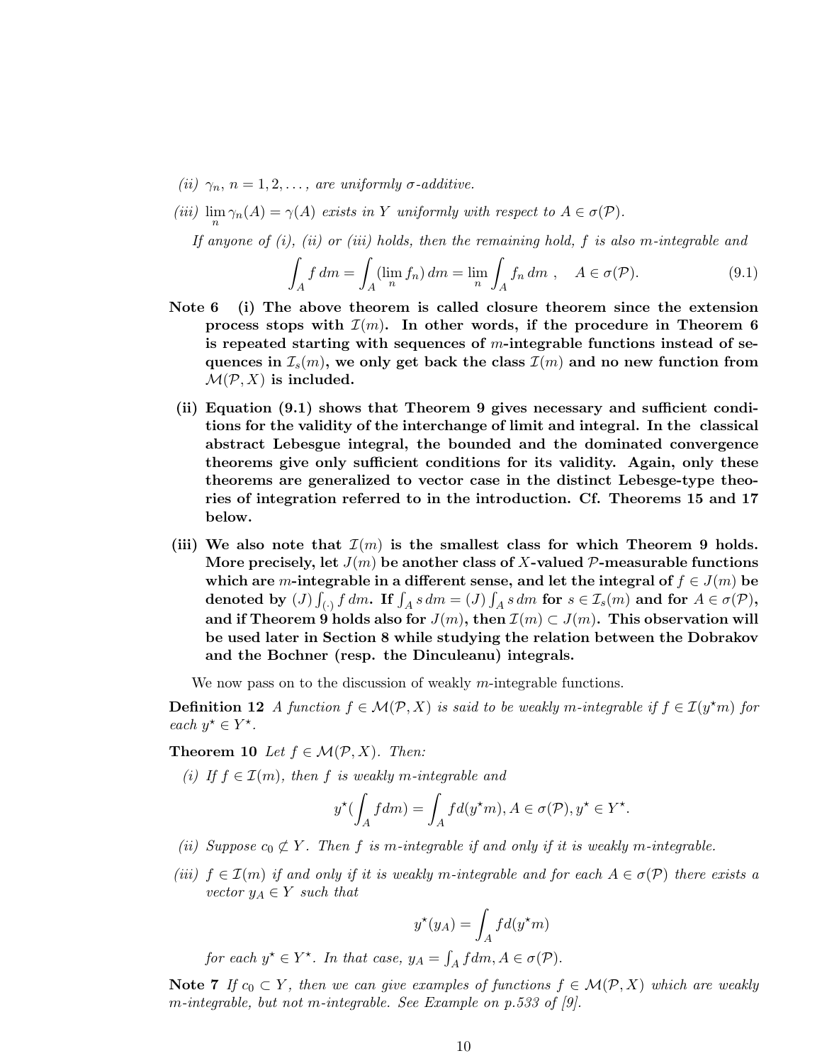*(ii)* $\gamma_n$, $n = 1, 2, \ldots$, *are uniformly* $\sigma$*-additive.*

*(iii)* $\lim_n \gamma_n(A) = \gamma(A)$ *exists in* $Y$ *uniformly with respect to* $A \in \sigma(\mathcal{P})$.

*If anyone of (i), (ii) or (iii) holds, then the remaining hold,* $f$ *is also* $m$*-integrable and*

$$\int_A f\,dm = \int_A (\lim_n f_n)\,dm = \lim_n \int_A f_n\,dm\ , \quad A \in \sigma(\mathcal{P}). \tag{9.1}$$

**Note 6** **(i) The above theorem is called closure theorem since the extension process stops with $\mathcal{I}(m)$. In other words, if the procedure in Theorem 6 is repeated starting with sequences of $m$-integrable functions instead of sequences in $\mathcal{I}_s(m)$, we only get back the class $\mathcal{I}(m)$ and no new function from $\mathcal{M}(\mathcal{P}, X)$ is included.**

**(ii) Equation (9.1) shows that Theorem 9 gives necessary and sufficient conditions for the validity of the interchange of limit and integral. In the classical abstract Lebesgue integral, the bounded and the dominated convergence theorems give only sufficient conditions for its validity. Again, only these theorems are generalized to vector case in the distinct Lebesgue-type theories of integration referred to in the introduction. Cf. Theorems 15 and 17 below.**

**(iii) We also note that $\mathcal{I}(m)$ is the smallest class for which Theorem 9 holds. More precisely, let $J(m)$ be another class of $X$-valued $\mathcal{P}$-measurable functions which are $m$-integrable in a different sense, and let the integral of $f \in J(m)$ be denoted by $(J)\int_{(\cdot)} f\,dm$. If $\int_A s\,dm = (J)\int_A s\,dm$ for $s \in \mathcal{I}_s(m)$ and for $A \in \sigma(\mathcal{P})$, and if Theorem 9 holds also for $J(m)$, then $\mathcal{I}(m) \subset J(m)$. This observation will be used later in Section 8 while studying the relation between the Dobrakov and the Bochner (resp. the Dinculeanu) integrals.**

We now pass on to the discussion of weakly $m$-integrable functions.

**Definition 12** *A function* $f \in \mathcal{M}(\mathcal{P}, X)$ *is said to be weakly* $m$*-integrable if* $f \in \mathcal{I}(y^\star m)$ *for each* $y^\star \in Y^\star$.

**Theorem 10** *Let* $f \in \mathcal{M}(\mathcal{P}, X)$. *Then:*

*(i) If* $f \in \mathcal{I}(m)$, *then* $f$ *is weakly* $m$*-integrable and*

$$y^\star\Big(\int_A f dm\Big) = \int_A f d(y^\star m), A \in \sigma(\mathcal{P}), y^\star \in Y^\star.$$

*(ii) Suppose* $c_0 \not\subset Y$. *Then* $f$ *is* $m$*-integrable if and only if it is weakly* $m$*-integrable.*

*(iii)* $f \in \mathcal{I}(m)$ *if and only if it is weakly* $m$*-integrable and for each* $A \in \sigma(\mathcal{P})$ *there exists a vector* $y_A \in Y$ *such that*

$$y^\star(y_A) = \int_A f d(y^\star m)$$

*for each* $y^\star \in Y^\star$. *In that case,* $y_A = \int_A f dm$, $A \in \sigma(\mathcal{P})$.

**Note 7** *If* $c_0 \subset Y$, *then we can give examples of functions* $f \in \mathcal{M}(\mathcal{P}, X)$ *which are weakly* $m$*-integrable, but not* $m$*-integrable. See Example on p.533 of [9].*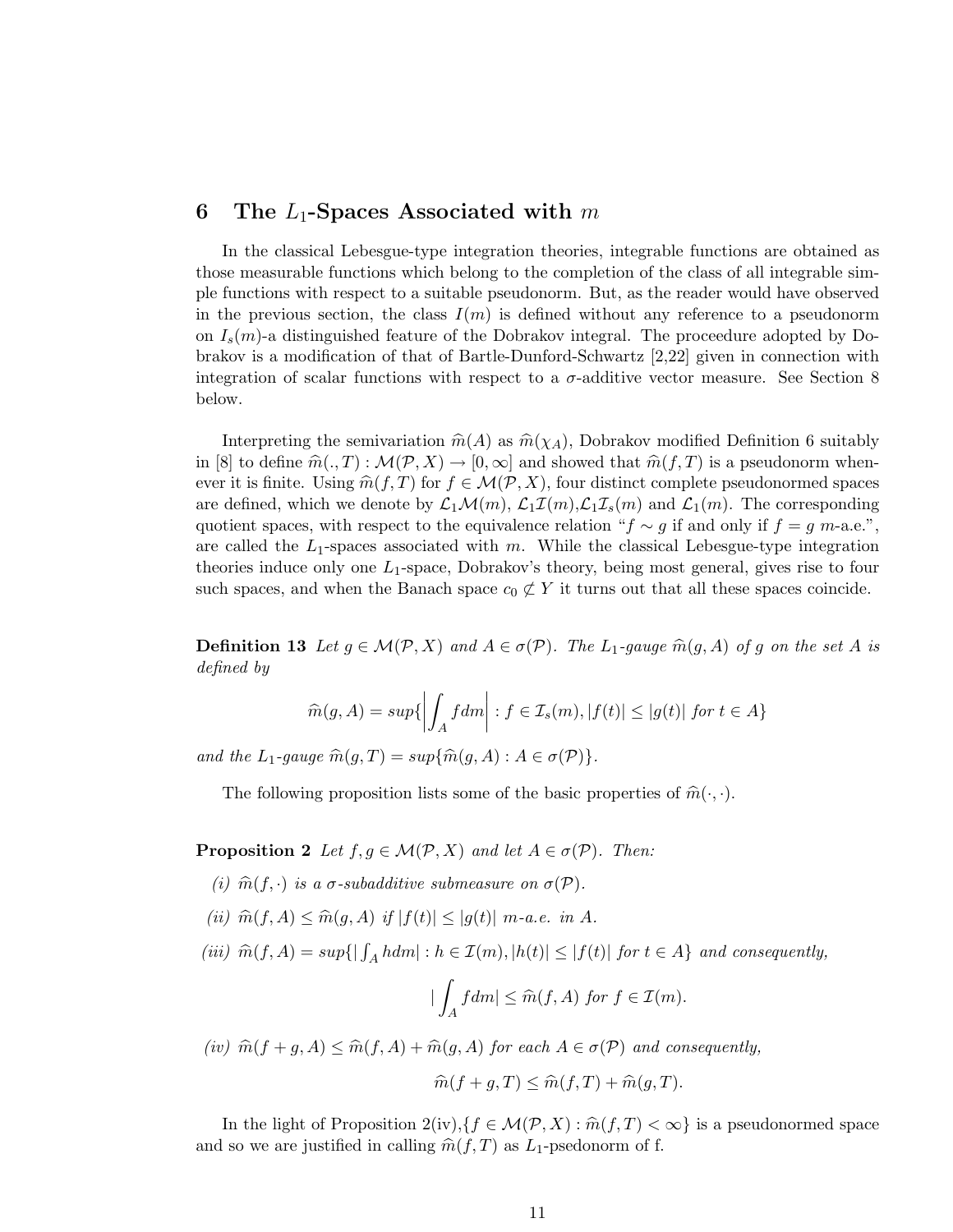## 6 The $L_1$-Spaces Associated with $m$

In the classical Lebesgue-type integration theories, integrable functions are obtained as those measurable functions which belong to the completion of the class of all integrable simple functions with respect to a suitable pseudonorm. But, as the reader would have observed in the previous section, the class $I(m)$ is defined without any reference to a pseudonorm on $I_s(m)$-a distinguished feature of the Dobrakov integral. The proceedure adopted by Dobrakov is a modification of that of Bartle-Dunford-Schwartz [2,22] given in connection with integration of scalar functions with respect to a $\sigma$-additive vector measure. See Section 8 below.

Interpreting the semivariation $\widehat{m}(A)$ as $\widehat{m}(\chi_A)$, Dobrakov modified Definition 6 suitably in [8] to define $\widehat{m}(.,T) : \mathcal{M}(\mathcal{P}, X) \to [0, \infty]$ and showed that $\widehat{m}(f, T)$ is a pseudonorm whenever it is finite. Using $\widehat{m}(f, T)$ for $f \in \mathcal{M}(\mathcal{P}, X)$, four distinct complete pseudonormed spaces are defined, which we denote by $\mathcal{L}_1\mathcal{M}(m)$, $\mathcal{L}_1\mathcal{I}(m)$,$\mathcal{L}_1\mathcal{I}_s(m)$ and $\mathcal{L}_1(m)$. The corresponding quotient spaces, with respect to the equivalence relation "$f \sim g$ if and only if $f = g$ $m$-a.e.", are called the $L_1$-spaces associated with $m$. While the classical Lebesgue-type integration theories induce only one $L_1$-space, Dobrakov's theory, being most general, gives rise to four such spaces, and when the Banach space $c_0 \not\subset Y$ it turns out that all these spaces coincide.

**Definition 13** *Let $g \in \mathcal{M}(\mathcal{P}, X)$ and $A \in \sigma(\mathcal{P})$. The $L_1$-gauge $\widehat{m}(g, A)$ of $g$ on the set $A$ is defined by*

$$\widehat{m}(g, A) = sup\{\left|\int_A f dm\right| : f \in \mathcal{I}_s(m), |f(t)| \le |g(t)| \ for \ t \in A\}$$

*and the $L_1$-gauge $\widehat{m}(g, T) = sup\{\widehat{m}(g, A) : A \in \sigma(\mathcal{P})\}$.*

The following proposition lists some of the basic properties of $\widehat{m}(\cdot, \cdot)$.

**Proposition 2** *Let $f, g \in \mathcal{M}(\mathcal{P}, X)$ and let $A \in \sigma(\mathcal{P})$. Then:*

*(i) $\widehat{m}(f, \cdot)$ is a $\sigma$-subadditive submeasure on $\sigma(\mathcal{P})$.*

*(ii) $\widehat{m}(f, A) \le \widehat{m}(g, A)$ if $|f(t)| \le |g(t)|$ $m$-a.e. in $A$.*

*(iii) $\widehat{m}(f, A) = sup\{|\int_A h dm| : h \in \mathcal{I}(m), |h(t)| \le |f(t)| \ for \ t \in A\}$ and consequently,*

$$|\int_A f dm| \le \widehat{m}(f, A) \ for \ f \in \mathcal{I}(m).$$

*(iv) $\widehat{m}(f + g, A) \le \widehat{m}(f, A) + \widehat{m}(g, A)$ for each $A \in \sigma(\mathcal{P})$ and consequently,*

$$\widehat{m}(f + g, T) \le \widehat{m}(f, T) + \widehat{m}(g, T).$$

In the light of Proposition 2(iv),$\{f \in \mathcal{M}(\mathcal{P}, X) : \widehat{m}(f, T) < \infty\}$ is a pseudonormed space and so we are justified in calling $\widehat{m}(f, T)$ as $L_1$-psedonorm of f.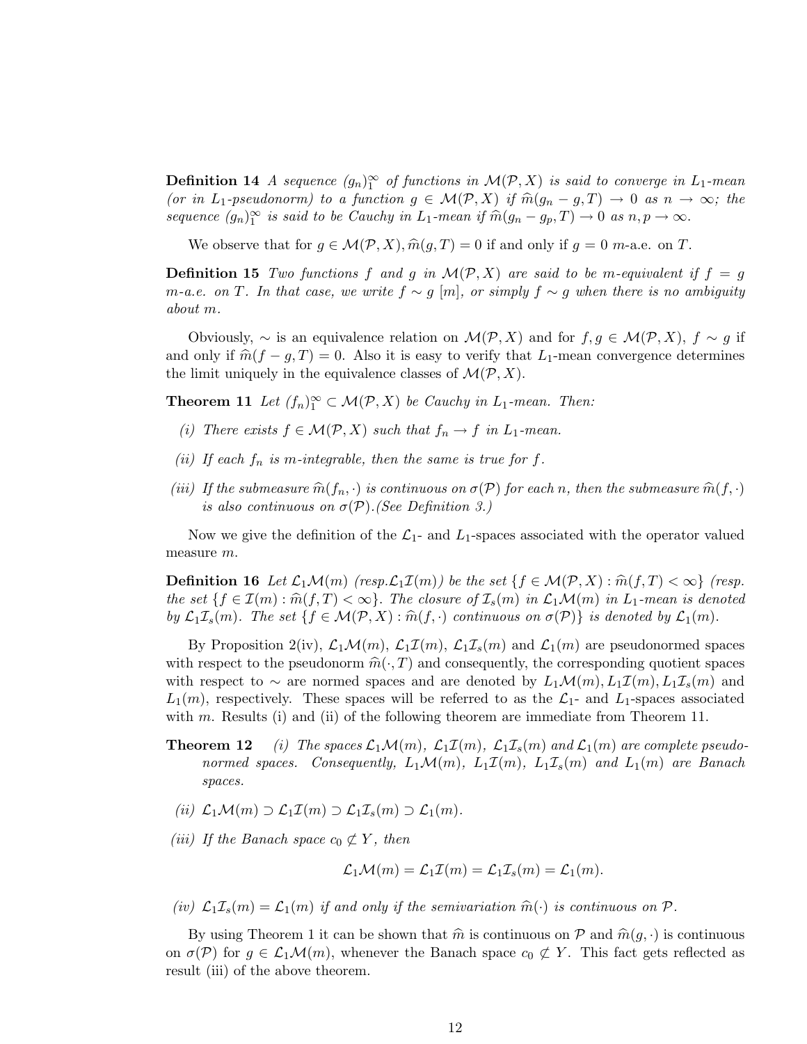**Definition 14** *A sequence $(g_n)_1^\infty$ of functions in $\mathcal{M}(\mathcal{P}, X)$ is said to converge in $L_1$-mean (or in $L_1$-pseudonorm) to a function $g \in \mathcal{M}(\mathcal{P}, X)$ if $\widehat{m}(g_n - g, T) \to 0$ as $n \to \infty$; the sequence $(g_n)_1^\infty$ is said to be Cauchy in $L_1$-mean if $\widehat{m}(g_n - g_p, T) \to 0$ as $n, p \to \infty$.*

We observe that for $g \in \mathcal{M}(\mathcal{P}, X), \widehat{m}(g, T) = 0$ if and only if $g = 0$ $m$-a.e. on $T$.

**Definition 15** *Two functions $f$ and $g$ in $\mathcal{M}(\mathcal{P}, X)$ are said to be $m$-equivalent if $f = g$ $m$-a.e. on $T$. In that case, we write $f \sim g$ $[m]$, or simply $f \sim g$ when there is no ambiguity about $m$.*

Obviously, $\sim$ is an equivalence relation on $\mathcal{M}(\mathcal{P}, X)$ and for $f, g \in \mathcal{M}(\mathcal{P}, X)$, $f \sim g$ if and only if $\widehat{m}(f - g, T) = 0$. Also it is easy to verify that $L_1$-mean convergence determines the limit uniquely in the equivalence classes of $\mathcal{M}(\mathcal{P}, X)$.

**Theorem 11** *Let $(f_n)_1^\infty \subset \mathcal{M}(\mathcal{P}, X)$ be Cauchy in $L_1$-mean. Then:*

*(i) There exists $f \in \mathcal{M}(\mathcal{P}, X)$ such that $f_n \to f$ in $L_1$-mean.*

*(ii) If each $f_n$ is $m$-integrable, then the same is true for $f$.*

*(iii) If the submeasure $\widehat{m}(f_n, \cdot)$ is continuous on $\sigma(\mathcal{P})$ for each $n$, then the submeasure $\widehat{m}(f, \cdot)$ is also continuous on $\sigma(\mathcal{P})$.(See Definition 3.)*

Now we give the definition of the $\mathcal{L}_1$- and $L_1$-spaces associated with the operator valued measure $m$.

**Definition 16** *Let $\mathcal{L}_1\mathcal{M}(m)$ (resp.$\mathcal{L}_1\mathcal{I}(m)$) be the set $\{f \in \mathcal{M}(\mathcal{P}, X) : \widehat{m}(f, T) < \infty\}$ (resp. the set $\{f \in \mathcal{I}(m) : \widehat{m}(f, T) < \infty\}$. The closure of $\mathcal{I}_s(m)$ in $\mathcal{L}_1\mathcal{M}(m)$ in $L_1$-mean is denoted by $\mathcal{L}_1\mathcal{I}_s(m)$. The set $\{f \in \mathcal{M}(\mathcal{P}, X) : \widehat{m}(f, \cdot)$ continuous on $\sigma(\mathcal{P})\}$ is denoted by $\mathcal{L}_1(m)$.*

By Proposition 2(iv), $\mathcal{L}_1\mathcal{M}(m)$, $\mathcal{L}_1\mathcal{I}(m)$, $\mathcal{L}_1\mathcal{I}_s(m)$ and $\mathcal{L}_1(m)$ are pseudonormed spaces with respect to the pseudonorm $\widehat{m}(\cdot, T)$ and consequently, the corresponding quotient spaces with respect to $\sim$ are normed spaces and are denoted by $L_1\mathcal{M}(m), L_1\mathcal{I}(m), L_1\mathcal{I}_s(m)$ and $L_1(m)$, respectively. These spaces will be referred to as the $\mathcal{L}_1$- and $L_1$-spaces associated with $m$. Results (i) and (ii) of the following theorem are immediate from Theorem 11.

**Theorem 12** *(i) The spaces $\mathcal{L}_1\mathcal{M}(m)$, $\mathcal{L}_1\mathcal{I}(m)$, $\mathcal{L}_1\mathcal{I}_s(m)$ and $\mathcal{L}_1(m)$ are complete pseudonormed spaces. Consequently, $L_1\mathcal{M}(m)$, $L_1\mathcal{I}(m)$, $L_1\mathcal{I}_s(m)$ and $L_1(m)$ are Banach spaces.*

*(ii) $\mathcal{L}_1\mathcal{M}(m) \supset \mathcal{L}_1\mathcal{I}(m) \supset \mathcal{L}_1\mathcal{I}_s(m) \supset \mathcal{L}_1(m)$.*

*(iii) If the Banach space $c_0 \not\subset Y$, then*

$$\mathcal{L}_1\mathcal{M}(m) = \mathcal{L}_1\mathcal{I}(m) = \mathcal{L}_1\mathcal{I}_s(m) = \mathcal{L}_1(m).$$

*(iv) $\mathcal{L}_1\mathcal{I}_s(m) = \mathcal{L}_1(m)$ if and only if the semivariation $\widehat{m}(\cdot)$ is continuous on $\mathcal{P}$.*

By using Theorem 1 it can be shown that $\widehat{m}$ is continuous on $\mathcal{P}$ and $\widehat{m}(g, \cdot)$ is continuous on $\sigma(\mathcal{P})$ for $g \in \mathcal{L}_1\mathcal{M}(m)$, whenever the Banach space $c_0 \not\subset Y$. This fact gets reflected as result (iii) of the above theorem.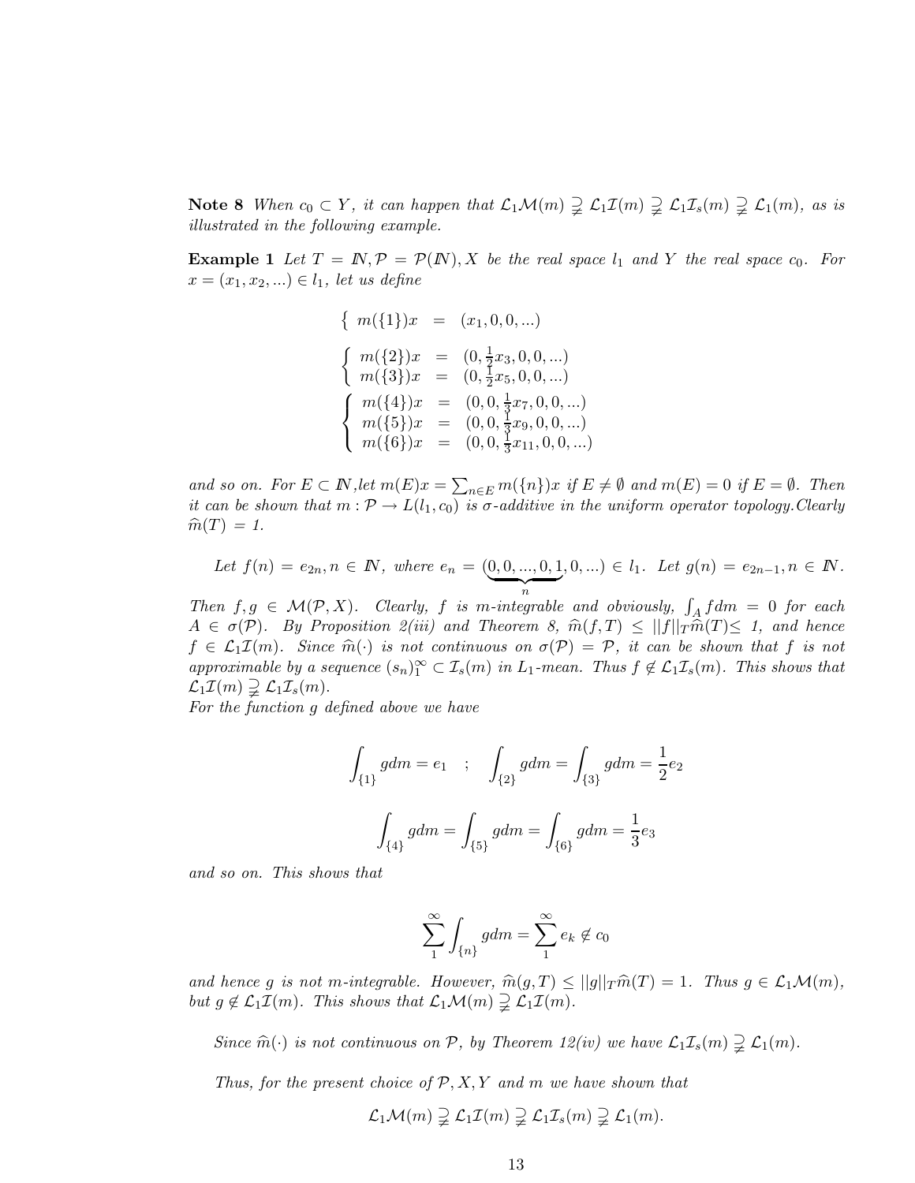**Note 8** *When $c_0 \subset Y$, it can happen that $\mathcal{L}_1\mathcal{M}(m) \supsetneqq \mathcal{L}_1\mathcal{I}(m) \supsetneqq \mathcal{L}_1\mathcal{I}_s(m) \supsetneqq \mathcal{L}_1(m)$, as is illustrated in the following example.*

**Example 1** *Let $T = I\!N, \mathcal{P} = \mathcal{P}(I\!N), X$ be the real space $l_1$ and $Y$ the real space $c_0$. For $x = (x_1, x_2, ...) \in l_1$, let us define*

$$\left\{ \begin{array}{lcl} m(\{1\})x & = & (x_1, 0, 0, ...) \end{array} \right.$$

$$\left\{ \begin{array}{lcl} m(\{2\})x & = & (0, \frac{1}{2}x_3, 0, 0, ...) \\ m(\{3\})x & = & (0, \frac{1}{2}x_5, 0, 0, ...) \end{array} \right.$$

$$\left\{ \begin{array}{lcl} m(\{4\})x & = & (0, 0, \frac{1}{3}x_7, 0, 0, ...) \\ m(\{5\})x & = & (0, 0, \frac{1}{3}x_9, 0, 0, ...) \\ m(\{6\})x & = & (0, 0, \frac{1}{3}x_{11}, 0, 0, ...) \end{array} \right.$$

*and so on. For $E \subset I\!N$, let $m(E)x = \sum_{n \in E} m(\{n\})x$ if $E \neq \emptyset$ and $m(E) = 0$ if $E = \emptyset$. Then it can be shown that $m : \mathcal{P} \to L(l_1, c_0)$ is $\sigma$-additive in the uniform operator topology. Clearly $\widehat{m}(T) = 1$.*

*Let $f(n) = e_{2n}, n \in I\!N$, where $e_n = (\underbrace{0, 0, ..., 0, 1}_{n}, 0, ...) \in l_1$. Let $g(n) = e_{2n-1}, n \in I\!N$. Then $f, g \in \mathcal{M}(\mathcal{P}, X)$. Clearly, $f$ is $m$-integrable and obviously, $\int_A f dm = 0$ for each $A \in \sigma(\mathcal{P})$. By Proposition 2(iii) and Theorem 8, $\widehat{m}(f, T) \leq ||f||_T \widehat{m}(T) \leq 1$, and hence $f \in \mathcal{L}_1\mathcal{I}(m)$. Since $\widehat{m}(\cdot)$ is not continuous on $\sigma(\mathcal{P}) = \mathcal{P}$, it can be shown that $f$ is not approximable by a sequence $(s_n)_1^\infty \subset \mathcal{I}_s(m)$ in $L_1$-mean. Thus $f \notin \mathcal{L}_1\mathcal{I}_s(m)$. This shows that $\mathcal{L}_1\mathcal{I}(m) \supsetneqq \mathcal{L}_1\mathcal{I}_s(m)$.*

*For the function $g$ defined above we have*

$$\int_{\{1\}} g dm = e_1 \quad ; \quad \int_{\{2\}} g dm = \int_{\{3\}} g dm = \frac{1}{2} e_2$$

$$\int_{\{4\}} g dm = \int_{\{5\}} g dm = \int_{\{6\}} g dm = \frac{1}{3} e_3$$

*and so on. This shows that*

$$\sum_1^\infty \int_{\{n\}} g dm = \sum_1^\infty e_k \notin c_0$$

*and hence $g$ is not $m$-integrable. However, $\widehat{m}(g, T) \leq ||g||_T \widehat{m}(T) = 1$. Thus $g \in \mathcal{L}_1\mathcal{M}(m)$, but $g \notin \mathcal{L}_1\mathcal{I}(m)$. This shows that $\mathcal{L}_1\mathcal{M}(m) \supsetneqq \mathcal{L}_1\mathcal{I}(m)$.*

*Since $\widehat{m}(\cdot)$ is not continuous on $\mathcal{P}$, by Theorem 12(iv) we have $\mathcal{L}_1\mathcal{I}_s(m) \supsetneqq \mathcal{L}_1(m)$.*

*Thus, for the present choice of $\mathcal{P}, X, Y$ and $m$ we have shown that*

$$\mathcal{L}_1\mathcal{M}(m) \supsetneqq \mathcal{L}_1\mathcal{I}(m) \supsetneqq \mathcal{L}_1\mathcal{I}_s(m) \supsetneqq \mathcal{L}_1(m).$$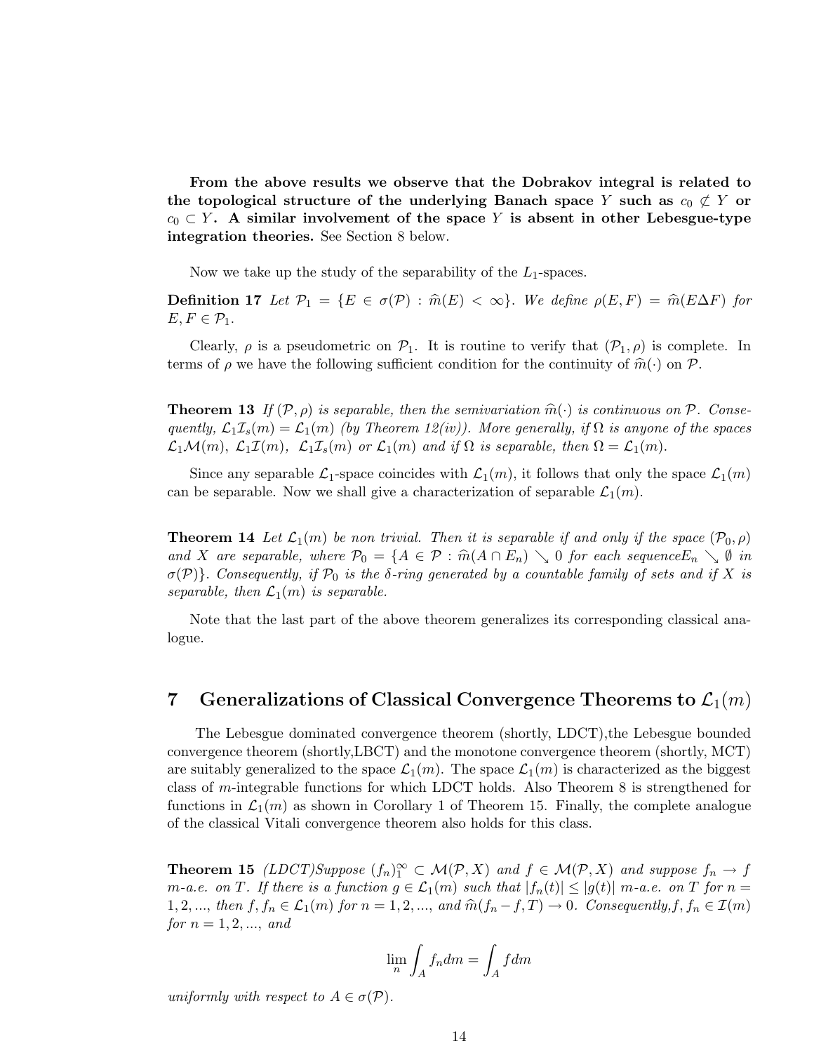**From the above results we observe that the Dobrakov integral is related to the topological structure of the underlying Banach space $Y$ such as $c_0 \not\subset Y$ or $c_0 \subset Y$. A similar involvement of the space $Y$ is absent in other Lebesgue-type integration theories.** See Section 8 below.

Now we take up the study of the separability of the $L_1$-spaces.

**Definition 17** *Let $\mathcal{P}_1 = \{E \in \sigma(\mathcal{P}) : \widehat{m}(E) < \infty\}$. We define $\rho(E, F) = \widehat{m}(E \Delta F)$ for $E, F \in \mathcal{P}_1$.*

Clearly, $\rho$ is a pseudometric on $\mathcal{P}_1$. It is routine to verify that $(\mathcal{P}_1, \rho)$ is complete. In terms of $\rho$ we have the following sufficient condition for the continuity of $\widehat{m}(\cdot)$ on $\mathcal{P}$.

**Theorem 13** *If $(\mathcal{P}, \rho)$ is separable, then the semivariation $\widehat{m}(\cdot)$ is continuous on $\mathcal{P}$. Consequently, $\mathcal{L}_1\mathcal{I}_s(m) = \mathcal{L}_1(m)$ (by Theorem 12(iv)). More generally, if $\Omega$ is anyone of the spaces $\mathcal{L}_1\mathcal{M}(m)$, $\mathcal{L}_1\mathcal{I}(m)$, $\mathcal{L}_1\mathcal{I}_s(m)$ or $\mathcal{L}_1(m)$ and if $\Omega$ is separable, then $\Omega = \mathcal{L}_1(m)$.*

Since any separable $\mathcal{L}_1$-space coincides with $\mathcal{L}_1(m)$, it follows that only the space $\mathcal{L}_1(m)$ can be separable. Now we shall give a characterization of separable $\mathcal{L}_1(m)$.

**Theorem 14** *Let $\mathcal{L}_1(m)$ be non trivial. Then it is separable if and only if the space $(\mathcal{P}_0, \rho)$ and $X$ are separable, where $\mathcal{P}_0 = \{A \in \mathcal{P} : \widehat{m}(A \cap E_n) \searrow 0$ for each sequence$E_n \searrow \emptyset$ in $\sigma(\mathcal{P})\}$. Consequently, if $\mathcal{P}_0$ is the $\delta$-ring generated by a countable family of sets and if $X$ is separable, then $\mathcal{L}_1(m)$ is separable.*

Note that the last part of the above theorem generalizes its corresponding classical analogue.

## 7 Generalizations of Classical Convergence Theorems to $\mathcal{L}_1(m)$

The Lebesgue dominated convergence theorem (shortly, LDCT),the Lebesgue bounded convergence theorem (shortly,LBCT) and the monotone convergence theorem (shortly, MCT) are suitably generalized to the space $\mathcal{L}_1(m)$. The space $\mathcal{L}_1(m)$ is characterized as the biggest class of $m$-integrable functions for which LDCT holds. Also Theorem 8 is strengthened for functions in $\mathcal{L}_1(m)$ as shown in Corollary 1 of Theorem 15. Finally, the complete analogue of the classical Vitali convergence theorem also holds for this class.

**Theorem 15** *(LDCT)Suppose $(f_n)_1^\infty \subset \mathcal{M}(\mathcal{P}, X)$ and $f \in \mathcal{M}(\mathcal{P}, X)$ and suppose $f_n \to f$ $m$-a.e. on $T$. If there is a function $g \in \mathcal{L}_1(m)$ such that $|f_n(t)| \leq |g(t)|$ $m$-a.e. on $T$ for $n = 1, 2, ...,$ then $f, f_n \in \mathcal{L}_1(m)$ for $n = 1, 2, ...,$ and $\widehat{m}(f_n - f, T) \to 0$. Consequently,$f, f_n \in \mathcal{I}(m)$ for $n = 1, 2, ...,$ and*

$$\lim_n \int_A f_n dm = \int_A f dm$$

*uniformly with respect to $A \in \sigma(\mathcal{P})$.*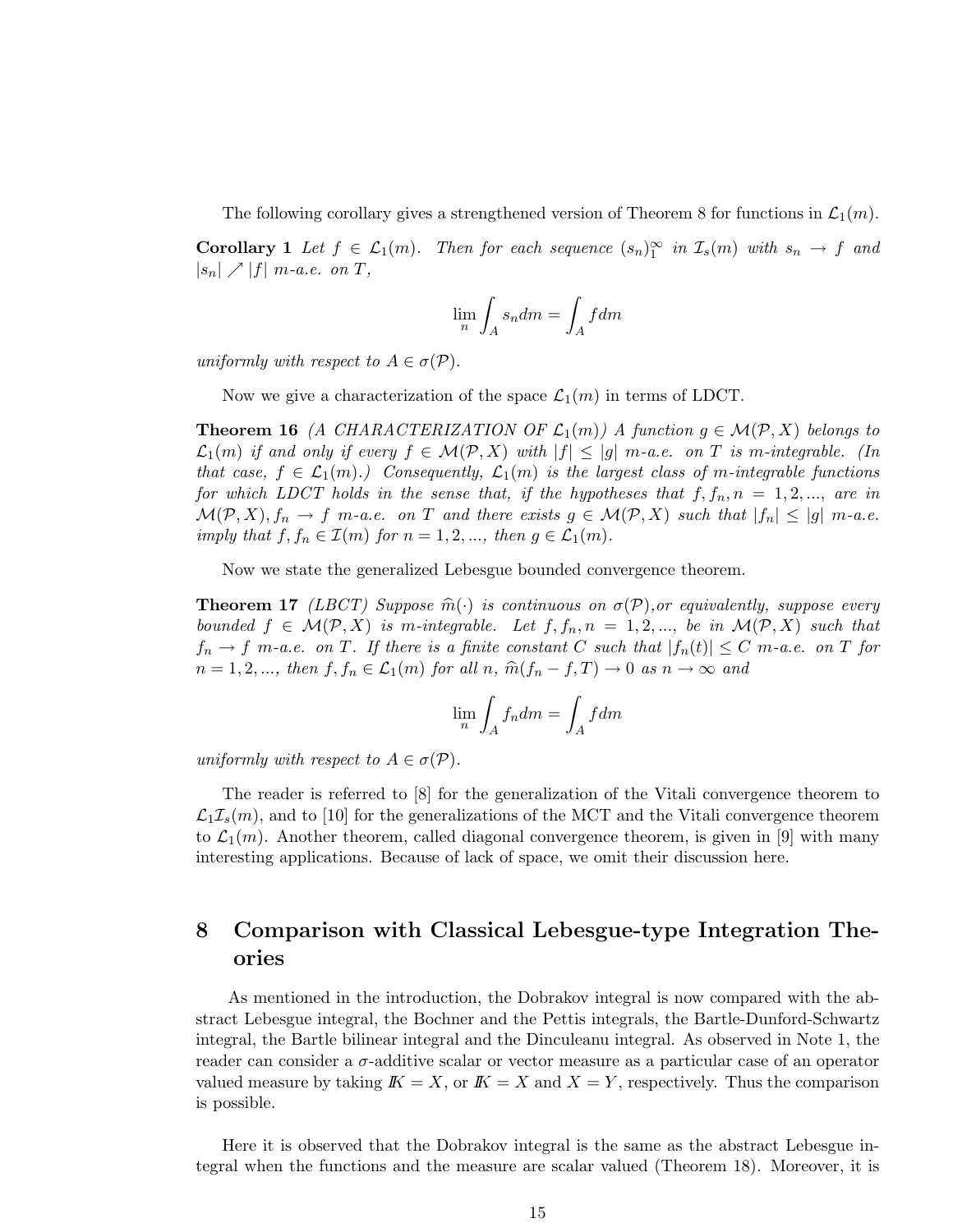The following corollary gives a strengthened version of Theorem 8 for functions in $\mathcal{L}_1(m)$.

**Corollary 1** *Let $f \in \mathcal{L}_1(m)$. Then for each sequence $(s_n)_1^\infty$ in $\mathcal{I}_s(m)$ with $s_n \to f$ and $|s_n| \nearrow |f|$ m-a.e. on $T$,*

$$\lim_n \int_A s_n dm = \int_A f dm$$

*uniformly with respect to $A \in \sigma(\mathcal{P})$.*

Now we give a characterization of the space $\mathcal{L}_1(m)$ in terms of LDCT.

**Theorem 16** *(A CHARACTERIZATION OF $\mathcal{L}_1(m)$) A function $g \in \mathcal{M}(\mathcal{P}, X)$ belongs to $\mathcal{L}_1(m)$ if and only if every $f \in \mathcal{M}(\mathcal{P}, X)$ with $|f| \leq |g|$ m-a.e. on $T$ is m-integrable. (In that case, $f \in \mathcal{L}_1(m)$.) Consequently, $\mathcal{L}_1(m)$ is the largest class of m-integrable functions for which LDCT holds in the sense that, if the hypotheses that $f, f_n, n = 1, 2, ...,$ are in $\mathcal{M}(\mathcal{P}, X)$, $f_n \to f$ m-a.e. on $T$ and there exists $g \in \mathcal{M}(\mathcal{P}, X)$ such that $|f_n| \leq |g|$ m-a.e. imply that $f, f_n \in \mathcal{I}(m)$ for $n = 1, 2, ...,$ then $g \in \mathcal{L}_1(m)$.*

Now we state the generalized Lebesgue bounded convergence theorem.

**Theorem 17** *(LBCT) Suppose $\widehat{m}(\cdot)$ is continuous on $\sigma(\mathcal{P})$,or equivalently, suppose every bounded $f \in \mathcal{M}(\mathcal{P}, X)$ is m-integrable. Let $f, f_n, n = 1, 2, ...,$ be in $\mathcal{M}(\mathcal{P}, X)$ such that $f_n \to f$ m-a.e. on $T$. If there is a finite constant $C$ such that $|f_n(t)| \leq C$ m-a.e. on $T$ for $n = 1, 2, ...,$ then $f, f_n \in \mathcal{L}_1(m)$ for all $n$, $\widehat{m}(f_n - f, T) \to 0$ as $n \to \infty$ and*

$$\lim_n \int_A f_n dm = \int_A f dm$$

*uniformly with respect to $A \in \sigma(\mathcal{P})$.*

The reader is referred to [8] for the generalization of the Vitali convergence theorem to $\mathcal{L}_1\mathcal{I}_s(m)$, and to [10] for the generalizations of the MCT and the Vitali convergence theorem to $\mathcal{L}_1(m)$. Another theorem, called diagonal convergence theorem, is given in [9] with many interesting applications. Because of lack of space, we omit their discussion here.

## 8 Comparison with Classical Lebesgue-type Integration Theories

As mentioned in the introduction, the Dobrakov integral is now compared with the abstract Lebesgue integral, the Bochner and the Pettis integrals, the Bartle-Dunford-Schwartz integral, the Bartle bilinear integral and the Dinculeanu integral. As observed in Note 1, the reader can consider a $\sigma$-additive scalar or vector measure as a particular case of an operator valued measure by taking $I\!K = X$, or $I\!K = X$ and $X = Y$, respectively. Thus the comparison is possible.

Here it is observed that the Dobrakov integral is the same as the abstract Lebesgue integral when the functions and the measure are scalar valued (Theorem 18). Moreover, it is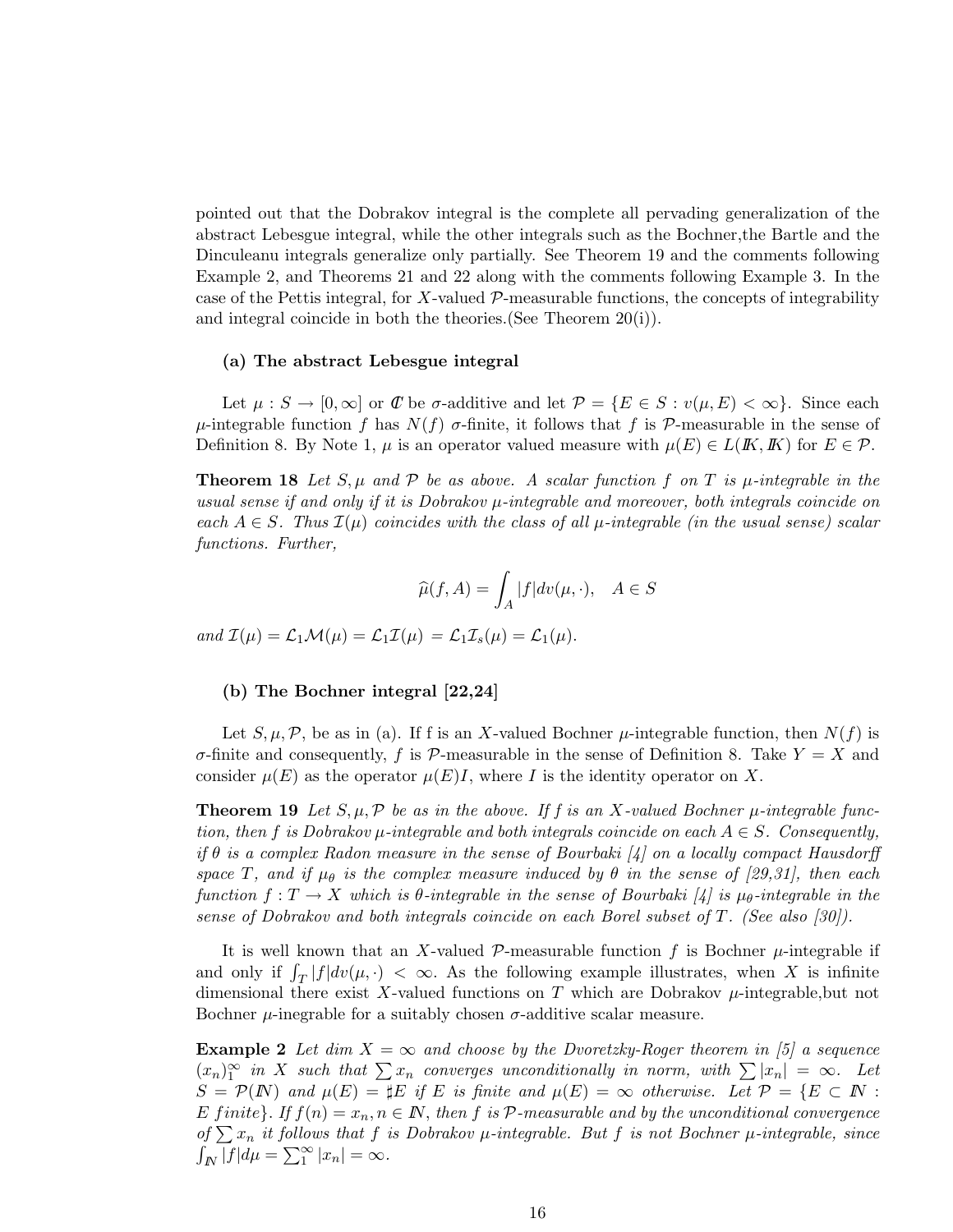pointed out that the Dobrakov integral is the complete all pervading generalization of the abstract Lebesgue integral, while the other integrals such as the Bochner,the Bartle and the Dinculeanu integrals generalize only partially. See Theorem 19 and the comments following Example 2, and Theorems 21 and 22 along with the comments following Example 3. In the case of the Pettis integral, for $X$-valued $\mathcal{P}$-measurable functions, the concepts of integrability and integral coincide in both the theories.(See Theorem 20(i)).

#### (a) The abstract Lebesgue integral

Let $\mu : S \to [0, \infty]$ or $\mathbb{C}$ be $\sigma$-additive and let $\mathcal{P} = \{E \in S : v(\mu, E) < \infty\}$. Since each $\mu$-integrable function $f$ has $N(f)$ $\sigma$-finite, it follows that $f$ is $\mathcal{P}$-measurable in the sense of Definition 8. By Note 1, $\mu$ is an operator valued measure with $\mu(E) \in L(\mathbb{K}, \mathbb{K})$ for $E \in \mathcal{P}$.

**Theorem 18** *Let $S, \mu$ and $\mathcal{P}$ be as above. A scalar function $f$ on $T$ is $\mu$-integrable in the usual sense if and only if it is Dobrakov $\mu$-integrable and moreover, both integrals coincide on each $A \in S$. Thus $\mathcal{I}(\mu)$ coincides with the class of all $\mu$-integrable (in the usual sense) scalar functions. Further,*

$$\widehat{\mu}(f, A) = \int_A |f| dv(\mu, \cdot), \quad A \in S$$

*and $\mathcal{I}(\mu) = \mathcal{L}_1\mathcal{M}(\mu) = \mathcal{L}_1\mathcal{I}(\mu) = \mathcal{L}_1\mathcal{I}_s(\mu) = \mathcal{L}_1(\mu)$.*

#### (b) The Bochner integral [22,24]

Let $S, \mu, \mathcal{P}$, be as in (a). If f is an $X$-valued Bochner $\mu$-integrable function, then $N(f)$ is $\sigma$-finite and consequently, $f$ is $\mathcal{P}$-measurable in the sense of Definition 8. Take $Y = X$ and consider $\mu(E)$ as the operator $\mu(E)I$, where $I$ is the identity operator on $X$.

**Theorem 19** *Let $S, \mu, \mathcal{P}$ be as in the above. If $f$ is an $X$-valued Bochner $\mu$-integrable function, then $f$ is Dobrakov $\mu$-integrable and both integrals coincide on each $A \in S$. Consequently, if $\theta$ is a complex Radon measure in the sense of Bourbaki [4] on a locally compact Hausdorff space $T$, and if $\mu_\theta$ is the complex measure induced by $\theta$ in the sense of [29,31], then each function $f : T \to X$ which is $\theta$-integrable in the sense of Bourbaki [4] is $\mu_\theta$-integrable in the sense of Dobrakov and both integrals coincide on each Borel subset of $T$. (See also [30]).*

It is well known that an $X$-valued $\mathcal{P}$-measurable function $f$ is Bochner $\mu$-integrable if and only if $\int_T |f| dv(\mu, \cdot) < \infty$. As the following example illustrates, when $X$ is infinite dimensional there exist $X$-valued functions on $T$ which are Dobrakov $\mu$-integrable,but not Bochner $\mu$-inegrable for a suitably chosen $\sigma$-additive scalar measure.

**Example 2** *Let $\dim X = \infty$ and choose by the Dvoretzky-Roger theorem in [5] a sequence $(x_n)_1^\infty$ in $X$ such that $\sum x_n$ converges unconditionally in norm, with $\sum |x_n| = \infty$. Let $S = \mathcal{P}(\mathbb{N})$ and $\mu(E) = \sharp E$ if $E$ is finite and $\mu(E) = \infty$ otherwise. Let $\mathcal{P} = \{E \subset \mathbb{N} : E \text{ finite}\}$. If $f(n) = x_n, n \in \mathbb{N}$, then $f$ is $\mathcal{P}$-measurable and by the unconditional convergence of $\sum x_n$ it follows that $f$ is Dobrakov $\mu$-integrable. But $f$ is not Bochner $\mu$-integrable, since $\int_{\mathbb{N}} |f| d\mu = \sum_1^\infty |x_n| = \infty$.*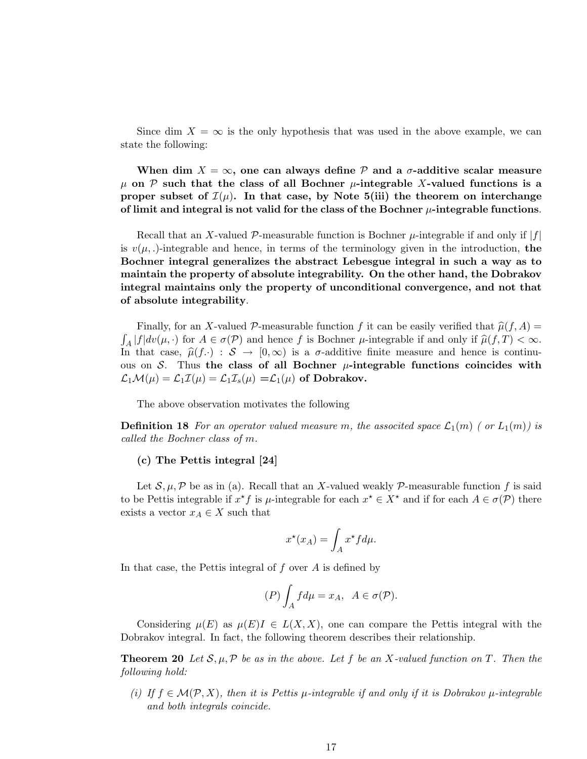Since dim $X = \infty$ is the only hypothesis that was used in the above example, we can state the following:

**When dim $X = \infty$, one can always define $\mathcal{P}$ and a $\sigma$-additive scalar measure $\mu$ on $\mathcal{P}$ such that the class of all Bochner $\mu$-integrable $X$-valued functions is a proper subset of $\mathcal{I}(\mu)$. In that case, by Note 5(iii) the theorem on interchange of limit and integral is not valid for the class of the Bochner $\mu$-integrable functions**.

Recall that an $X$-valued $\mathcal{P}$-measurable function is Bochner $\mu$-integrable if and only if $|f|$ is $v(\mu, .)$-integrable and hence, in terms of the terminology given in the introduction, **the Bochner integral generalizes the abstract Lebesgue integral in such a way as to maintain the property of absolute integrability. On the other hand, the Dobrakov integral maintains only the property of unconditional convergence, and not that of absolute integrability**.

Finally, for an $X$-valued $\mathcal{P}$-measurable function $f$ it can be easily verified that $\widehat{\mu}(f, A) = \int_A |f| dv(\mu, \cdot)$ for $A \in \sigma(\mathcal{P})$ and hence $f$ is Bochner $\mu$-integrable if and only if $\widehat{\mu}(f, T) < \infty$. In that case, $\widehat{\mu}(f.\cdot) : \mathcal{S} \to [0, \infty)$ is a $\sigma$-additive finite measure and hence is continuous on $\mathcal{S}$. Thus **the class of all Bochner $\mu$-integrable functions coincides with $\mathcal{L}_1\mathcal{M}(\mu) = \mathcal{L}_1\mathcal{I}(\mu) = \mathcal{L}_1\mathcal{I}_s(\mu) = \mathcal{L}_1(\mu)$ of Dobrakov.**

The above observation motivates the following

**Definition 18** *For an operator valued measure $m$, the associted space $\mathcal{L}_1(m)$ ( or $L_1(m)$) is called the Bochner class of $m$.*

**(c) The Pettis integral [24]**

Let $\mathcal{S}, \mu, \mathcal{P}$ be as in (a). Recall that an $X$-valued weakly $\mathcal{P}$-measurable function $f$ is said to be Pettis integrable if $x^\star f$ is $\mu$-integrable for each $x^\star \in X^\star$ and if for each $A \in \sigma(\mathcal{P})$ there exists a vector $x_A \in X$ such that

$$x^\star(x_A) = \int_A x^\star f d\mu.$$

In that case, the Pettis integral of $f$ over $A$ is defined by

$$(P) \int_A f d\mu = x_A, \ \ A \in \sigma(\mathcal{P}).$$

Considering $\mu(E)$ as $\mu(E)I \in L(X, X)$, one can compare the Pettis integral with the Dobrakov integral. In fact, the following theorem describes their relationship.

**Theorem 20** *Let $\mathcal{S}, \mu, \mathcal{P}$ be as in the above. Let $f$ be an $X$-valued function on $T$. Then the following hold:*

*(i) If $f \in \mathcal{M}(\mathcal{P}, X)$, then it is Pettis $\mu$-integrable if and only if it is Dobrakov $\mu$-integrable and both integrals coincide.*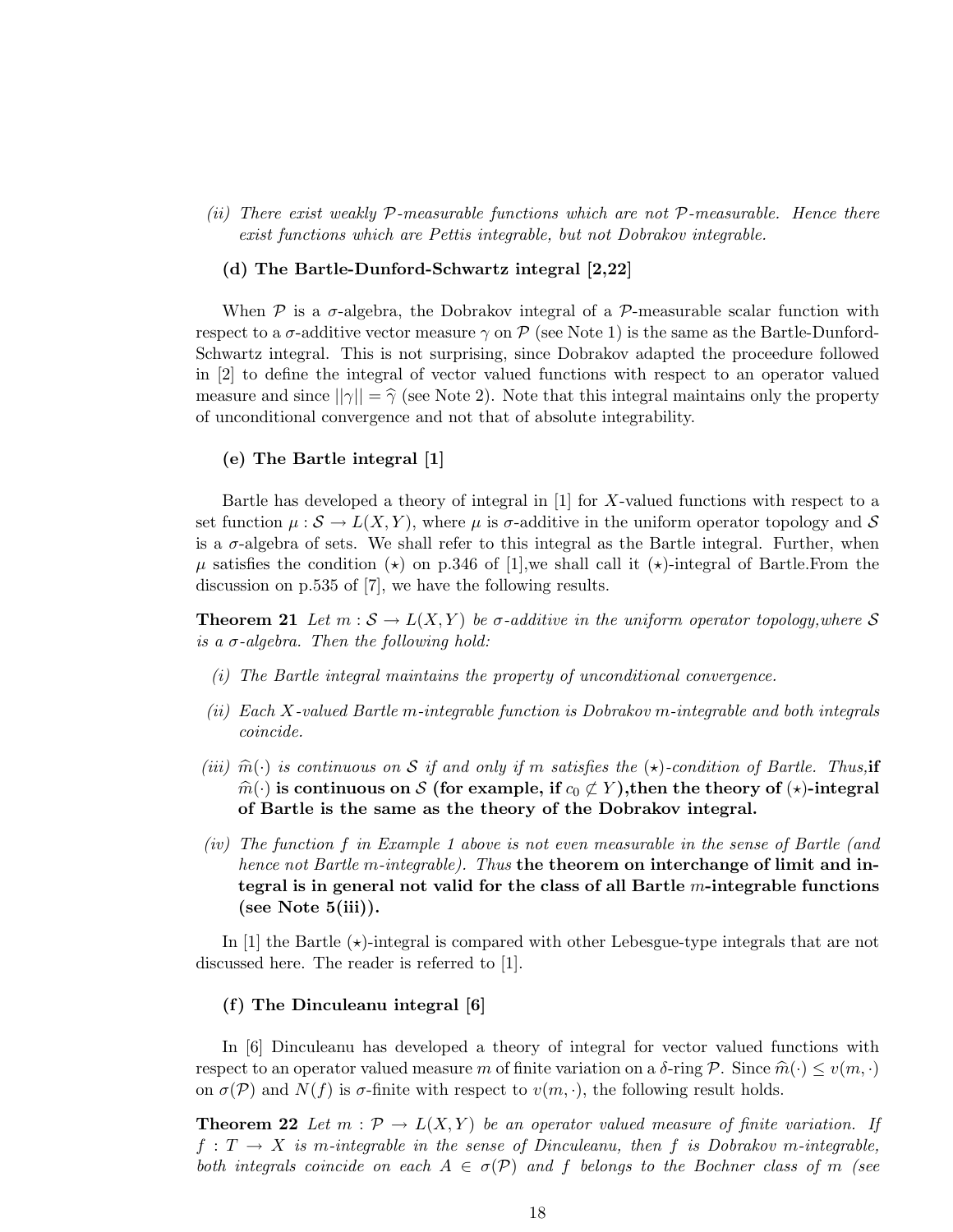*(ii) There exist weakly $\mathcal{P}$-measurable functions which are not $\mathcal{P}$-measurable. Hence there exist functions which are Pettis integrable, but not Dobrakov integrable.*

### (d) The Bartle-Dunford-Schwartz integral [2,22]

When $\mathcal{P}$ is a $\sigma$-algebra, the Dobrakov integral of a $\mathcal{P}$-measurable scalar function with respect to a $\sigma$-additive vector measure $\gamma$ on $\mathcal{P}$ (see Note 1) is the same as the Bartle-Dunford-Schwartz integral. This is not surprising, since Dobrakov adapted the proceedure followed in [2] to define the integral of vector valued functions with respect to an operator valued measure and since $||\gamma|| = \widehat{\gamma}$ (see Note 2). Note that this integral maintains only the property of unconditional convergence and not that of absolute integrability.

### (e) The Bartle integral [1]

Bartle has developed a theory of integral in [1] for $X$-valued functions with respect to a set function $\mu : \mathcal{S} \to L(X, Y)$, where $\mu$ is $\sigma$-additive in the uniform operator topology and $\mathcal{S}$ is a $\sigma$-algebra of sets. We shall refer to this integral as the Bartle integral. Further, when $\mu$ satisfies the condition $(\star)$ on p.346 of [1],we shall call it $(\star)$-integral of Bartle.From the discussion on p.535 of [7], we have the following results.

**Theorem 21** *Let $m : \mathcal{S} \to L(X, Y)$ be $\sigma$-additive in the uniform operator topology,where $\mathcal{S}$ is a $\sigma$-algebra. Then the following hold:*

*(i) The Bartle integral maintains the property of unconditional convergence.*

*(ii) Each $X$-valued Bartle $m$-integrable function is Dobrakov $m$-integrable and both integrals coincide.*

*(iii) $\widehat{m}(\cdot)$ is continuous on $\mathcal{S}$ if and only if $m$ satisfies the $(\star)$-condition of Bartle. Thus,* **if $\widehat{m}(\cdot)$ is continuous on $\mathcal{S}$ (for example, if $c_0 \not\subset Y$),then the theory of $(\star)$-integral of Bartle is the same as the theory of the Dobrakov integral.**

*(iv) The function $f$ in Example 1 above is not even measurable in the sense of Bartle (and hence not Bartle $m$-integrable). Thus* **the theorem on interchange of limit and integral is in general not valid for the class of all Bartle $m$-integrable functions (see Note 5(iii)).**

In [1] the Bartle $(\star)$-integral is compared with other Lebesgue-type integrals that are not discussed here. The reader is referred to [1].

### (f) The Dinculeanu integral [6]

In [6] Dinculeanu has developed a theory of integral for vector valued functions with respect to an operator valued measure $m$ of finite variation on a $\delta$-ring $\mathcal{P}$. Since $\widehat{m}(\cdot) \leq v(m, \cdot)$ on $\sigma(\mathcal{P})$ and $N(f)$ is $\sigma$-finite with respect to $v(m, \cdot)$, the following result holds.

**Theorem 22** *Let $m : \mathcal{P} \to L(X, Y)$ be an operator valued measure of finite variation. If $f : T \to X$ is $m$-integrable in the sense of Dinculeanu, then $f$ is Dobrakov $m$-integrable, both integrals coincide on each $A \in \sigma(\mathcal{P})$ and $f$ belongs to the Bochner class of $m$ (see*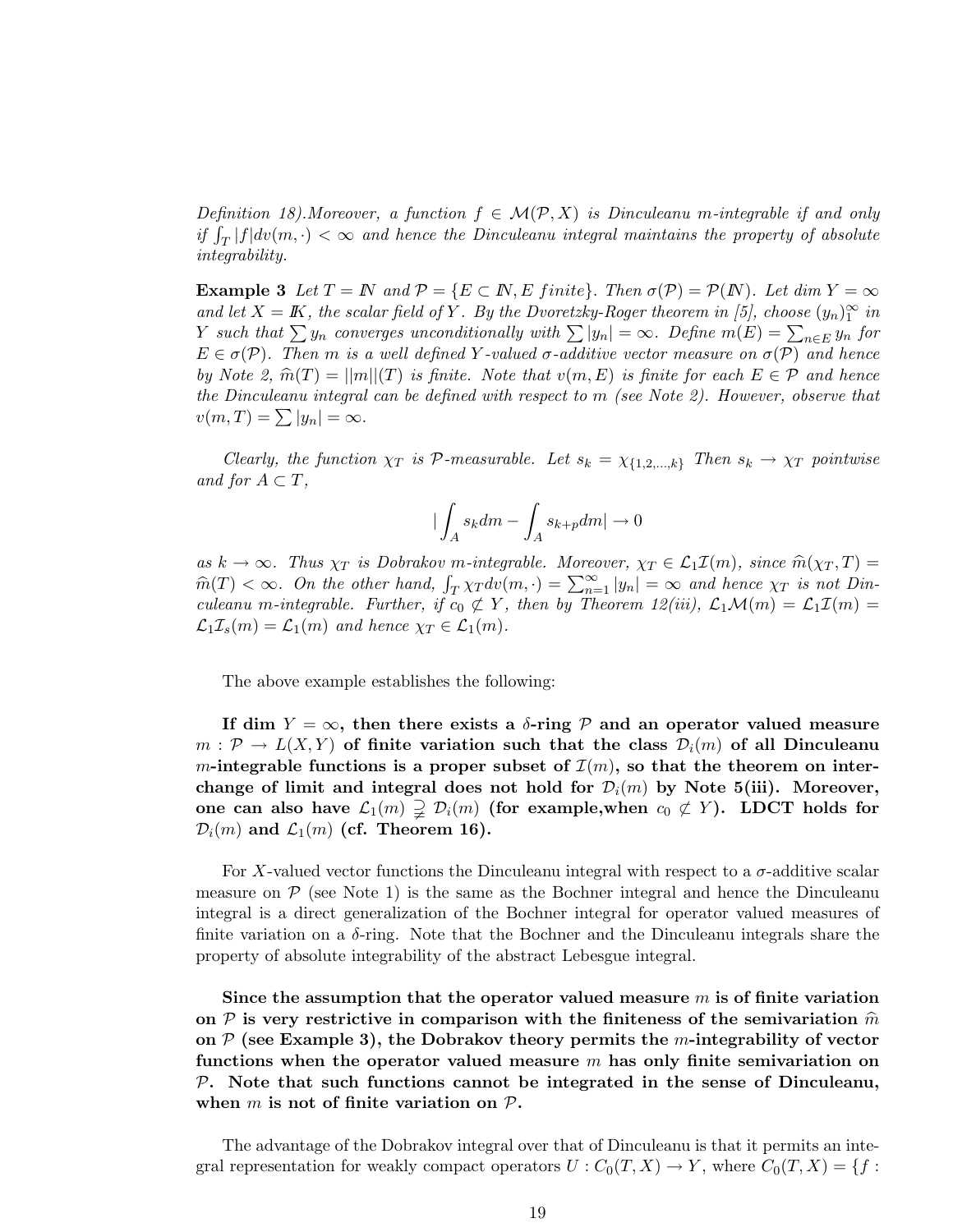*Definition 18).Moreover, a function $f \in \mathcal{M}(\mathcal{P}, X)$ is Dinculeanu m-integrable if and only if $\int_T |f| dv(m, \cdot) < \infty$ and hence the Dinculeanu integral maintains the property of absolute integrability.*

**Example 3** *Let $T = \mathbb{N}$ and $\mathcal{P} = \{E \subset \mathbb{N}, E \text{ finite}\}$. Then $\sigma(\mathcal{P}) = \mathcal{P}(\mathbb{N})$. Let $\dim Y = \infty$ and let $X = \mathbb{K}$, the scalar field of $Y$. By the Dvoretzky-Roger theorem in [5], choose $(y_n)_1^\infty$ in $Y$ such that $\sum y_n$ converges unconditionally with $\sum |y_n| = \infty$. Define $m(E) = \sum_{n \in E} y_n$ for $E \in \sigma(\mathcal{P})$. Then $m$ is a well defined $Y$-valued $\sigma$-additive vector measure on $\sigma(\mathcal{P})$ and hence by Note 2, $\widehat{m}(T) = ||m||(T)$ is finite. Note that $v(m, E)$ is finite for each $E \in \mathcal{P}$ and hence the Dinculeanu integral can be defined with respect to $m$ (see Note 2). However, observe that $v(m, T) = \sum |y_n| = \infty$.*

*Clearly, the function $\chi_T$ is $\mathcal{P}$-measurable. Let $s_k = \chi_{\{1,2,\ldots,k\}}$ Then $s_k \to \chi_T$ pointwise and for $A \subset T$,*

$$|\int_A s_k dm - \int_A s_{k+p} dm| \to 0$$

*as $k \to \infty$. Thus $\chi_T$ is Dobrakov m-integrable. Moreover, $\chi_T \in \mathcal{L}_1\mathcal{I}(m)$, since $\widehat{m}(\chi_T, T) = \widehat{m}(T) < \infty$. On the other hand, $\int_T \chi_T dv(m, \cdot) = \sum_{n=1}^\infty |y_n| = \infty$ and hence $\chi_T$ is not Dinculeanu m-integrable. Further, if $c_0 \not\subset Y$, then by Theorem 12(iii), $\mathcal{L}_1\mathcal{M}(m) = \mathcal{L}_1\mathcal{I}(m) = \mathcal{L}_1\mathcal{I}_s(m) = \mathcal{L}_1(m)$ and hence $\chi_T \in \mathcal{L}_1(m)$.*

The above example establishes the following:

**If dim $Y = \infty$, then there exists a $\delta$-ring $\mathcal{P}$ and an operator valued measure $m : \mathcal{P} \to L(X, Y)$ of finite variation such that the class $\mathcal{D}_i(m)$ of all Dinculeanu $m$-integrable functions is a proper subset of $\mathcal{I}(m)$, so that the theorem on interchange of limit and integral does not hold for $\mathcal{D}_i(m)$ by Note 5(iii). Moreover, one can also have $\mathcal{L}_1(m) \supsetneq \mathcal{D}_i(m)$ (for example,when $c_0 \not\subset Y$). LDCT holds for $\mathcal{D}_i(m)$ and $\mathcal{L}_1(m)$ (cf. Theorem 16).**

For $X$-valued vector functions the Dinculeanu integral with respect to a $\sigma$-additive scalar measure on $\mathcal{P}$ (see Note 1) is the same as the Bochner integral and hence the Dinculeanu integral is a direct generalization of the Bochner integral for operator valued measures of finite variation on a $\delta$-ring. Note that the Bochner and the Dinculeanu integrals share the property of absolute integrability of the abstract Lebesgue integral.

**Since the assumption that the operator valued measure $m$ is of finite variation on $\mathcal{P}$ is very restrictive in comparison with the finiteness of the semivariation $\widehat{m}$ on $\mathcal{P}$ (see Example 3), the Dobrakov theory permits the $m$-integrability of vector functions when the operator valued measure $m$ has only finite semivariation on $\mathcal{P}$. Note that such functions cannot be integrated in the sense of Dinculeanu, when $m$ is not of finite variation on $\mathcal{P}$.**

The advantage of the Dobrakov integral over that of Dinculeanu is that it permits an integral representation for weakly compact operators $U : C_0(T, X) \to Y$, where $C_0(T, X) = \{f :$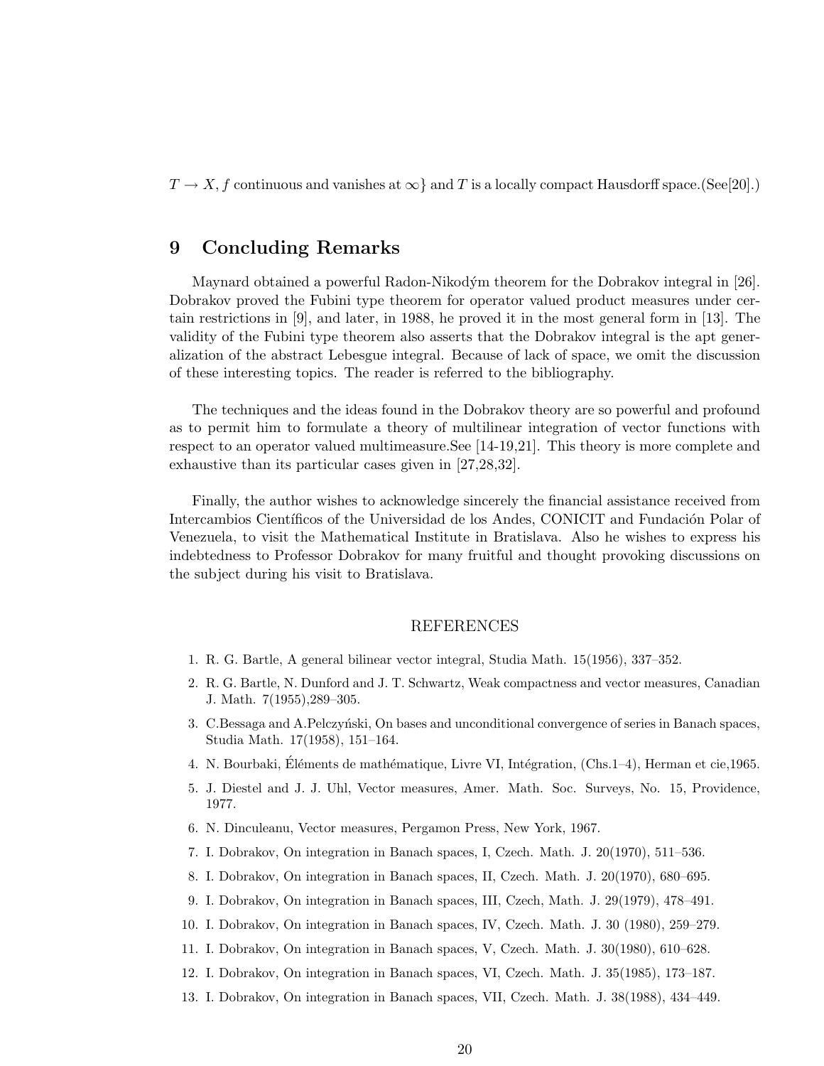$T \to X$, $f$ continuous and vanishes at $\infty\}$ and $T$ is a locally compact Hausdorff space.(See[20].)

## 9 Concluding Remarks

Maynard obtained a powerful Radon-Nikodým theorem for the Dobrakov integral in [26]. Dobrakov proved the Fubini type theorem for operator valued product measures under certain restrictions in [9], and later, in 1988, he proved it in the most general form in [13]. The validity of the Fubini type theorem also asserts that the Dobrakov integral is the apt generalization of the abstract Lebesgue integral. Because of lack of space, we omit the discussion of these interesting topics. The reader is referred to the bibliography.

The techniques and the ideas found in the Dobrakov theory are so powerful and profound as to permit him to formulate a theory of multilinear integration of vector functions with respect to an operator valued multimeasure.See [14-19,21]. This theory is more complete and exhaustive than its particular cases given in [27,28,32].

Finally, the author wishes to acknowledge sincerely the financial assistance received from Intercambios Científicos of the Universidad de los Andes, CONICIT and Fundación Polar of Venezuela, to visit the Mathematical Institute in Bratislava. Also he wishes to express his indebtedness to Professor Dobrakov for many fruitful and thought provoking discussions on the subject during his visit to Bratislava.

REFERENCES

1. R. G. Bartle, A general bilinear vector integral, Studia Math. 15(1956), 337–352.
2. R. G. Bartle, N. Dunford and J. T. Schwartz, Weak compactness and vector measures, Canadian J. Math. 7(1955),289–305.
3. C.Bessaga and A.Pelczyński, On bases and unconditional convergence of series in Banach spaces, Studia Math. 17(1958), 151–164.
4. N. Bourbaki, Éléments de mathématique, Livre VI, Intégration, (Chs.1–4), Herman et cie,1965.
5. J. Diestel and J. J. Uhl, Vector measures, Amer. Math. Soc. Surveys, No. 15, Providence, 1977.
6. N. Dinculeanu, Vector measures, Pergamon Press, New York, 1967.
7. I. Dobrakov, On integration in Banach spaces, I, Czech. Math. J. 20(1970), 511–536.
8. I. Dobrakov, On integration in Banach spaces, II, Czech. Math. J. 20(1970), 680–695.
9. I. Dobrakov, On integration in Banach spaces, III, Czech, Math. J. 29(1979), 478–491.
10. I. Dobrakov, On integration in Banach spaces, IV, Czech. Math. J. 30 (1980), 259–279.
11. I. Dobrakov, On integration in Banach spaces, V, Czech. Math. J. 30(1980), 610–628.
12. I. Dobrakov, On integration in Banach spaces, VI, Czech. Math. J. 35(1985), 173–187.
13. I. Dobrakov, On integration in Banach spaces, VII, Czech. Math. J. 38(1988), 434–449.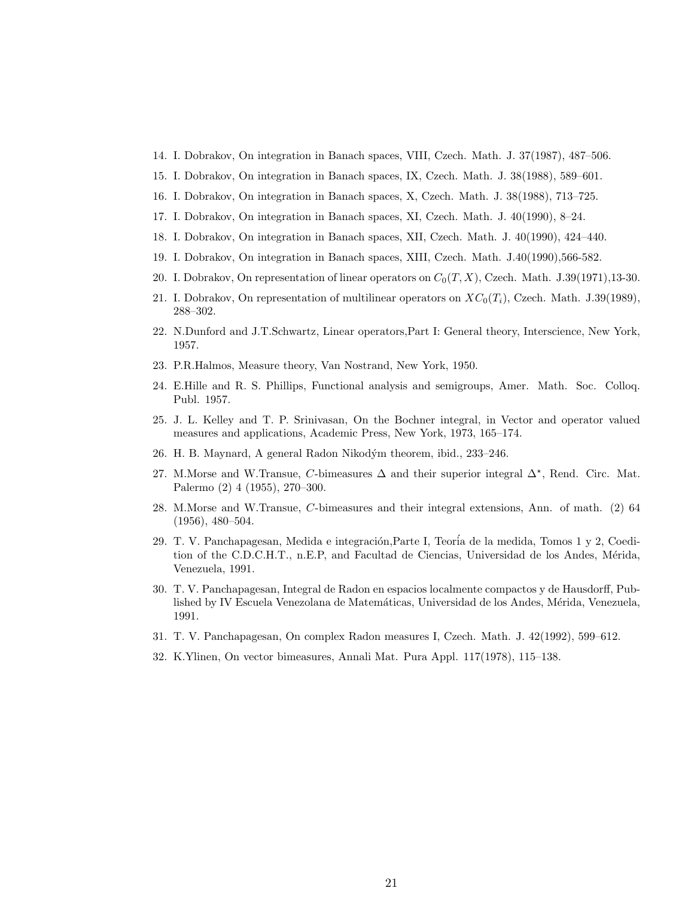14. I. Dobrakov, On integration in Banach spaces, VIII, Czech. Math. J. 37(1987), 487–506.
15. I. Dobrakov, On integration in Banach spaces, IX, Czech. Math. J. 38(1988), 589–601.
16. I. Dobrakov, On integration in Banach spaces, X, Czech. Math. J. 38(1988), 713–725.
17. I. Dobrakov, On integration in Banach spaces, XI, Czech. Math. J. 40(1990), 8–24.
18. I. Dobrakov, On integration in Banach spaces, XII, Czech. Math. J. 40(1990), 424–440.
19. I. Dobrakov, On integration in Banach spaces, XIII, Czech. Math. J.40(1990),566-582.
20. I. Dobrakov, On representation of linear operators on $C_0(T, X)$, Czech. Math. J.39(1971),13-30.
21. I. Dobrakov, On representation of multilinear operators on $XC_0(T_i)$, Czech. Math. J.39(1989), 288–302.
22. N.Dunford and J.T.Schwartz, Linear operators,Part I: General theory, Interscience, New York, 1957.
23. P.R.Halmos, Measure theory, Van Nostrand, New York, 1950.
24. E.Hille and R. S. Phillips, Functional analysis and semigroups, Amer. Math. Soc. Colloq. Publ. 1957.
25. J. L. Kelley and T. P. Srinivasan, On the Bochner integral, in Vector and operator valued measures and applications, Academic Press, New York, 1973, 165–174.
26. H. B. Maynard, A general Radon Nikodým theorem, ibid., 233–246.
27. M.Morse and W.Transue, $C$-bimeasures $\Delta$ and their superior integral $\Delta^{\star}$, Rend. Circ. Mat. Palermo (2) 4 (1955), 270–300.
28. M.Morse and W.Transue, $C$-bimeasures and their integral extensions, Ann. of math. (2) 64 (1956), 480–504.
29. T. V. Panchapagesan, Medida e integración,Parte I, Teoría de la medida, Tomos 1 y 2, Coedition of the C.D.C.H.T., n.E.P, and Facultad de Ciencias, Universidad de los Andes, Mérida, Venezuela, 1991.
30. T. V. Panchapagesan, Integral de Radon en espacios localmente compactos y de Hausdorff, Published by IV Escuela Venezolana de Matemáticas, Universidad de los Andes, Mérida, Venezuela, 1991.
31. T. V. Panchapagesan, On complex Radon measures I, Czech. Math. J. 42(1992), 599–612.
32. K.Ylinen, On vector bimeasures, Annali Mat. Pura Appl. 117(1978), 115–138.